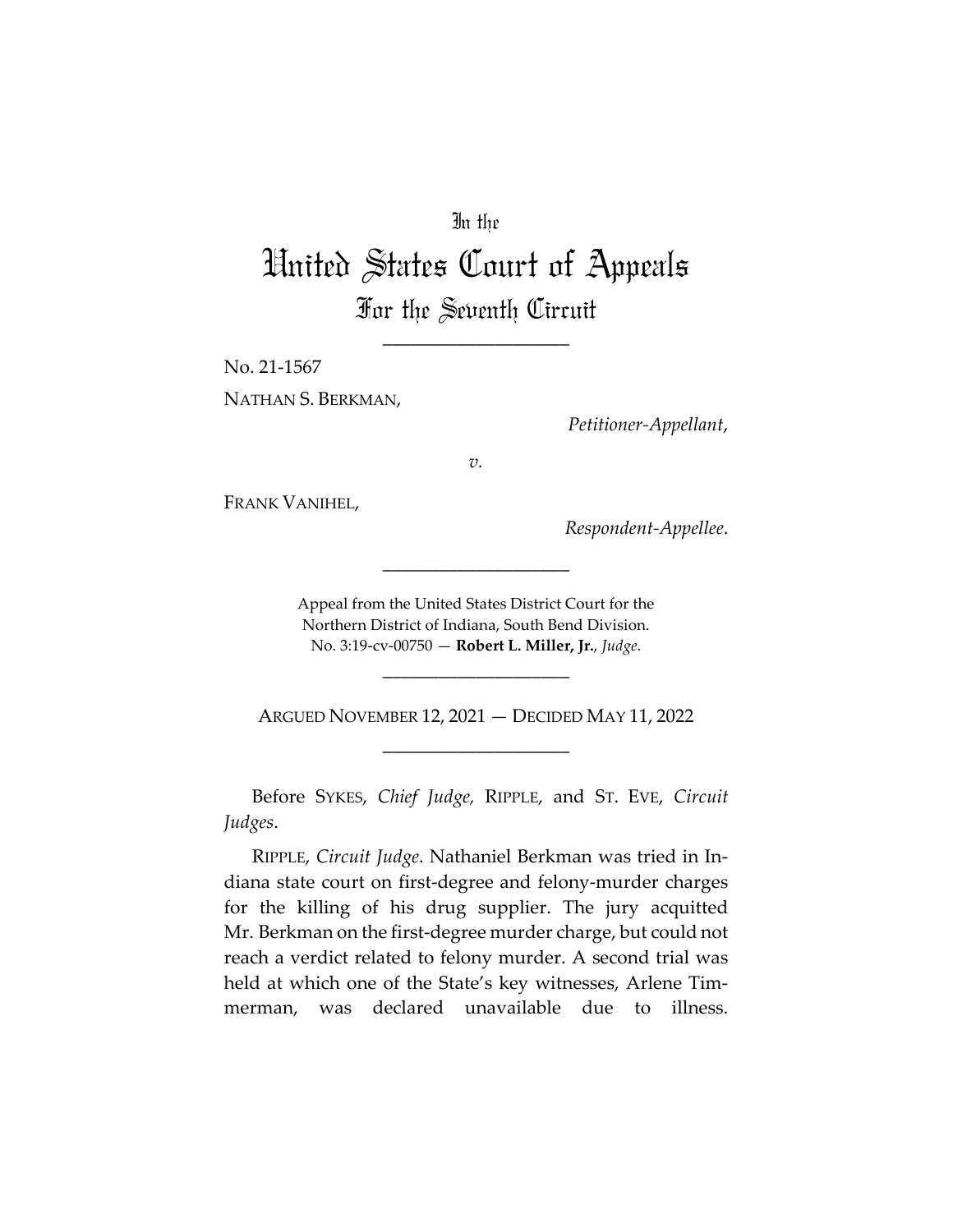In the

# United States Court of Appeals

## For the Seventh Circuit

____________________

No. 21-1567

NATHAN S. BERKMAN,

*Petitioner-Appellant*,

*v.*

FRANK VANIHEL,

*Respondent-Appellee*.

____________________

Appeal from the United States District Court for the Northern District of Indiana, South Bend Division.
No. 3:19-cv-00750 — **Robert L. Miller, Jr.**, *Judge*.

____________________

ARGUED NOVEMBER 12, 2021 — DECIDED MAY 11, 2022

____________________

Before SYKES, *Chief Judge*, RIPPLE, and ST. EVE, *Circuit Judges*.

RIPPLE, *Circuit Judge*. Nathaniel Berkman was tried in Indiana state court on first-degree and felony-murder charges for the killing of his drug supplier. The jury acquitted Mr. Berkman on the first-degree murder charge, but could not reach a verdict related to felony murder. A second trial was held at which one of the State's key witnesses, Arlene Timmerman, was declared unavailable due to illness.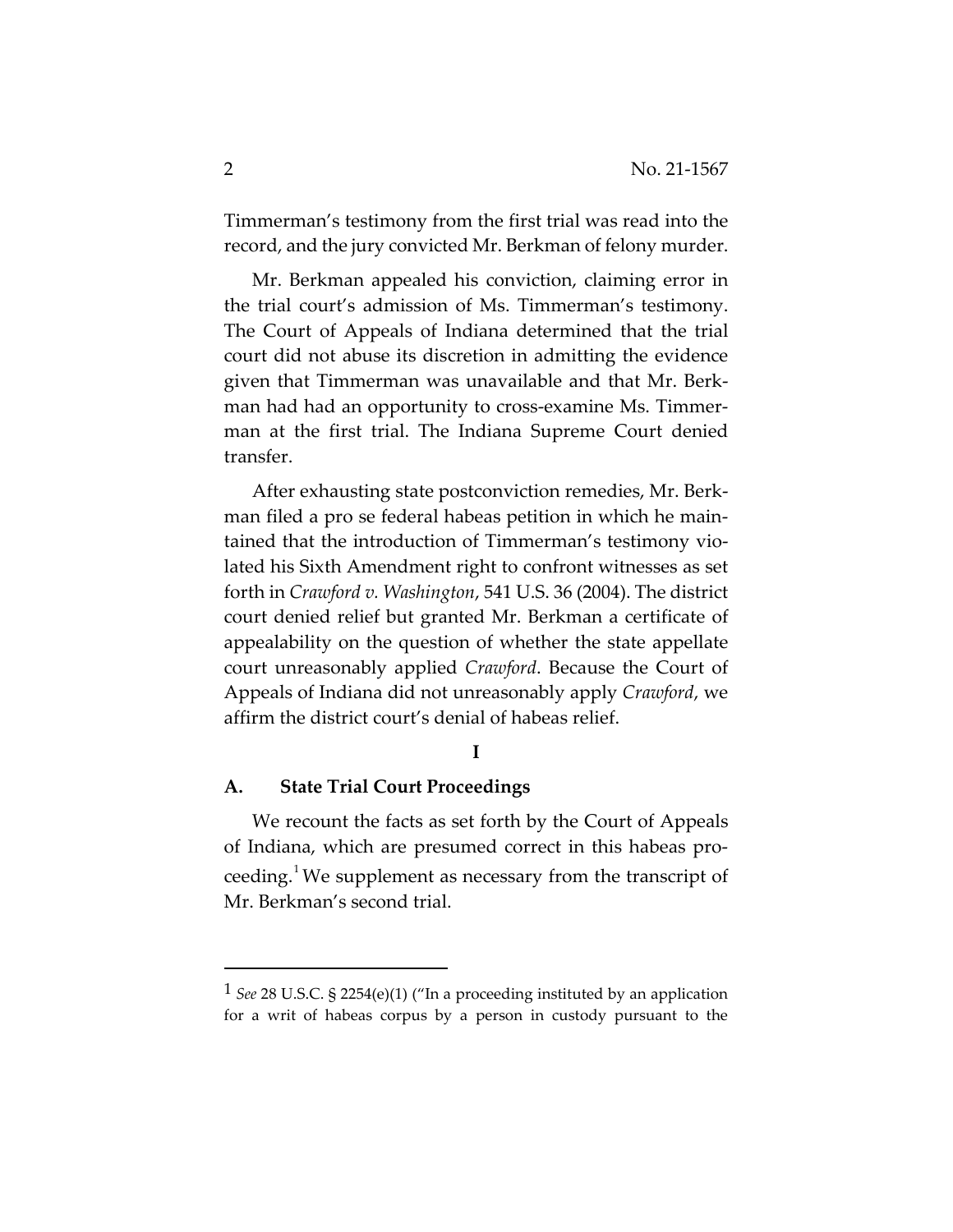Timmerman's testimony from the first trial was read into the record, and the jury convicted Mr. Berkman of felony murder.

Mr. Berkman appealed his conviction, claiming error in the trial court's admission of Ms. Timmerman's testimony. The Court of Appeals of Indiana determined that the trial court did not abuse its discretion in admitting the evidence given that Timmerman was unavailable and that Mr. Berkman had had an opportunity to cross-examine Ms. Timmerman at the first trial. The Indiana Supreme Court denied transfer.

After exhausting state postconviction remedies, Mr. Berkman filed a pro se federal habeas petition in which he maintained that the introduction of Timmerman's testimony violated his Sixth Amendment right to confront witnesses as set forth in *Crawford v. Washington*, 541 U.S. 36 (2004). The district court denied relief but granted Mr. Berkman a certificate of appealability on the question of whether the state appellate court unreasonably applied *Crawford*. Because the Court of Appeals of Indiana did not unreasonably apply *Crawford*, we affirm the district court's denial of habeas relief.

## I

### A. State Trial Court Proceedings

We recount the facts as set forth by the Court of Appeals of Indiana, which are presumed correct in this habeas proceeding.[1] We supplement as necessary from the transcript of Mr. Berkman's second trial.

---

[1] *See* 28 U.S.C. § 2254(e)(1) ("In a proceeding instituted by an application for a writ of habeas corpus by a person in custody pursuant to the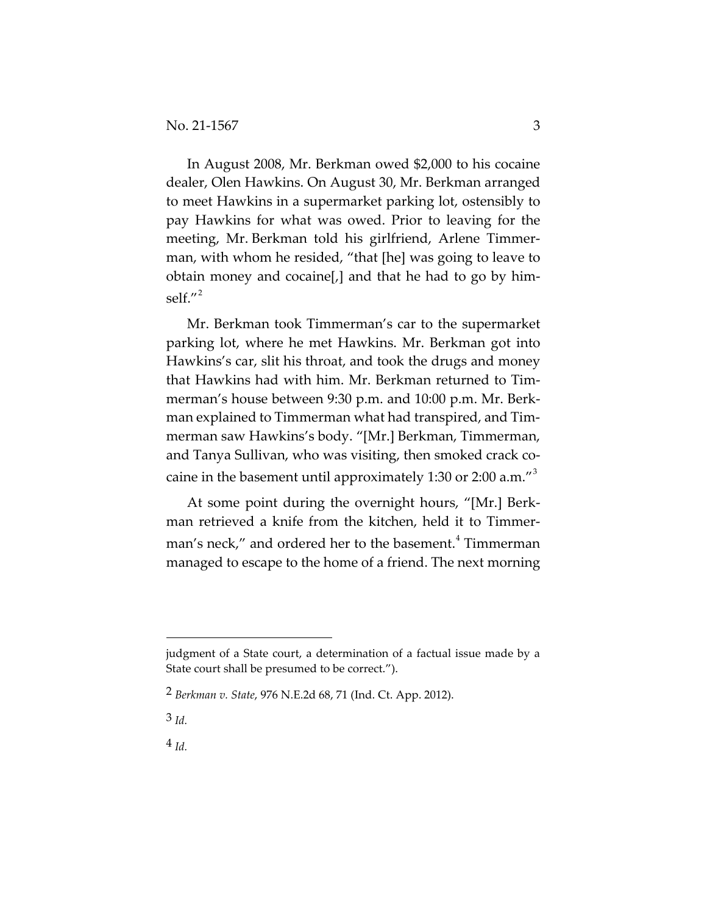In August 2008, Mr. Berkman owed $2,000 to his cocaine dealer, Olen Hawkins. On August 30, Mr. Berkman arranged to meet Hawkins in a supermarket parking lot, ostensibly to pay Hawkins for what was owed. Prior to leaving for the meeting, Mr. Berkman told his girlfriend, Arlene Timmerman, with whom he resided, "that [he] was going to leave to obtain money and cocaine[,] and that he had to go by himself."[2]

Mr. Berkman took Timmerman's car to the supermarket parking lot, where he met Hawkins. Mr. Berkman got into Hawkins's car, slit his throat, and took the drugs and money that Hawkins had with him. Mr. Berkman returned to Timmerman's house between 9:30 p.m. and 10:00 p.m. Mr. Berkman explained to Timmerman what had transpired, and Timmerman saw Hawkins's body. "[Mr.] Berkman, Timmerman, and Tanya Sullivan, who was visiting, then smoked crack cocaine in the basement until approximately 1:30 or 2:00 a.m."[3]

At some point during the overnight hours, "[Mr.] Berkman retrieved a knife from the kitchen, held it to Timmerman's neck," and ordered her to the basement.[4] Timmerman managed to escape to the home of a friend. The next morning

---

judgment of a State court, a determination of a factual issue made by a State court shall be presumed to be correct.").

2 *Berkman v. State*, 976 N.E.2d 68, 71 (Ind. Ct. App. 2012).

3 *Id.*

4 *Id.*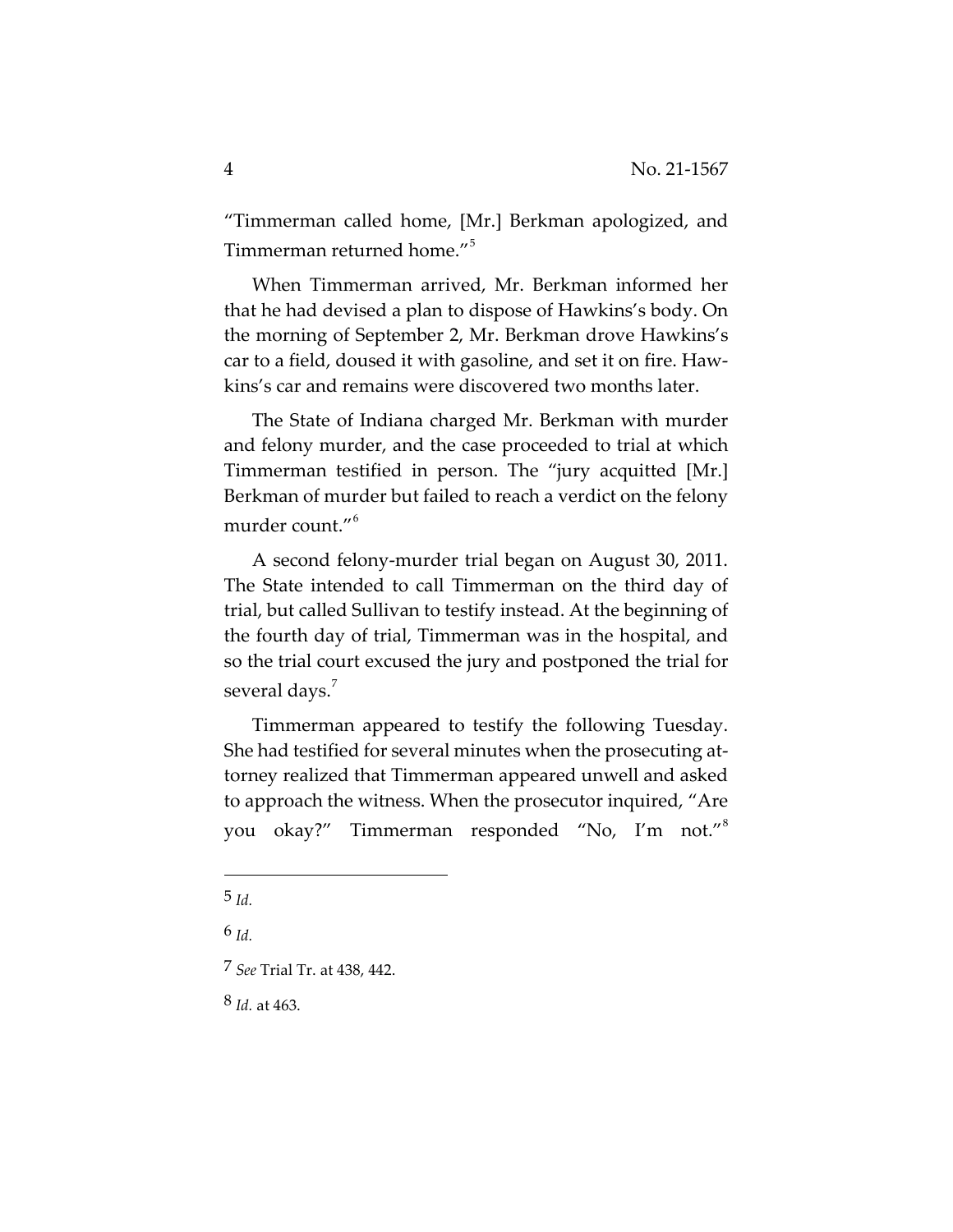"Timmerman called home, [Mr.] Berkman apologized, and Timmerman returned home."[5]

When Timmerman arrived, Mr. Berkman informed her that he had devised a plan to dispose of Hawkins's body. On the morning of September 2, Mr. Berkman drove Hawkins's car to a field, doused it with gasoline, and set it on fire. Hawkins's car and remains were discovered two months later.

The State of Indiana charged Mr. Berkman with murder and felony murder, and the case proceeded to trial at which Timmerman testified in person. The "jury acquitted [Mr.] Berkman of murder but failed to reach a verdict on the felony murder count."[6]

A second felony-murder trial began on August 30, 2011. The State intended to call Timmerman on the third day of trial, but called Sullivan to testify instead. At the beginning of the fourth day of trial, Timmerman was in the hospital, and so the trial court excused the jury and postponed the trial for several days.[7]

Timmerman appeared to testify the following Tuesday. She had testified for several minutes when the prosecuting attorney realized that Timmerman appeared unwell and asked to approach the witness. When the prosecutor inquired, "Are you okay?" Timmerman responded "No, I'm not."[8]

---

[5] *Id.*

[6] *Id.*

[7] *See* Trial Tr. at 438, 442.

[8] *Id.* at 463.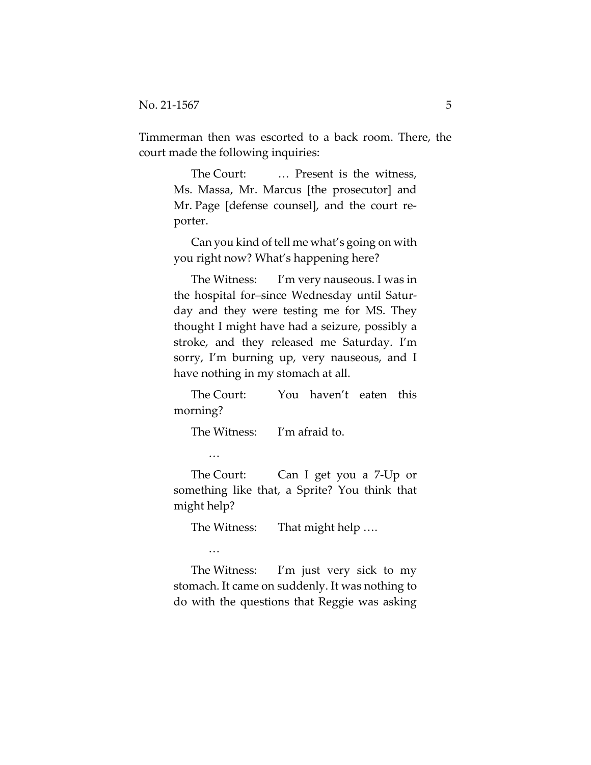Timmerman then was escorted to a back room. There, the court made the following inquiries:

> The Court: … Present is the witness, Ms. Massa, Mr. Marcus [the prosecutor] and Mr. Page [defense counsel], and the court reporter.
>
> Can you kind of tell me what's going on with you right now? What's happening here?
>
> The Witness: I'm very nauseous. I was in the hospital for–since Wednesday until Saturday and they were testing me for MS. They thought I might have had a seizure, possibly a stroke, and they released me Saturday. I'm sorry, I'm burning up, very nauseous, and I have nothing in my stomach at all.
>
> The Court: You haven't eaten this morning?
>
> The Witness: I'm afraid to.
>
> …
>
> The Court: Can I get you a 7-Up or something like that, a Sprite? You think that might help?
>
> The Witness: That might help ….
>
> …
>
> The Witness: I'm just very sick to my stomach. It came on suddenly. It was nothing to do with the questions that Reggie was asking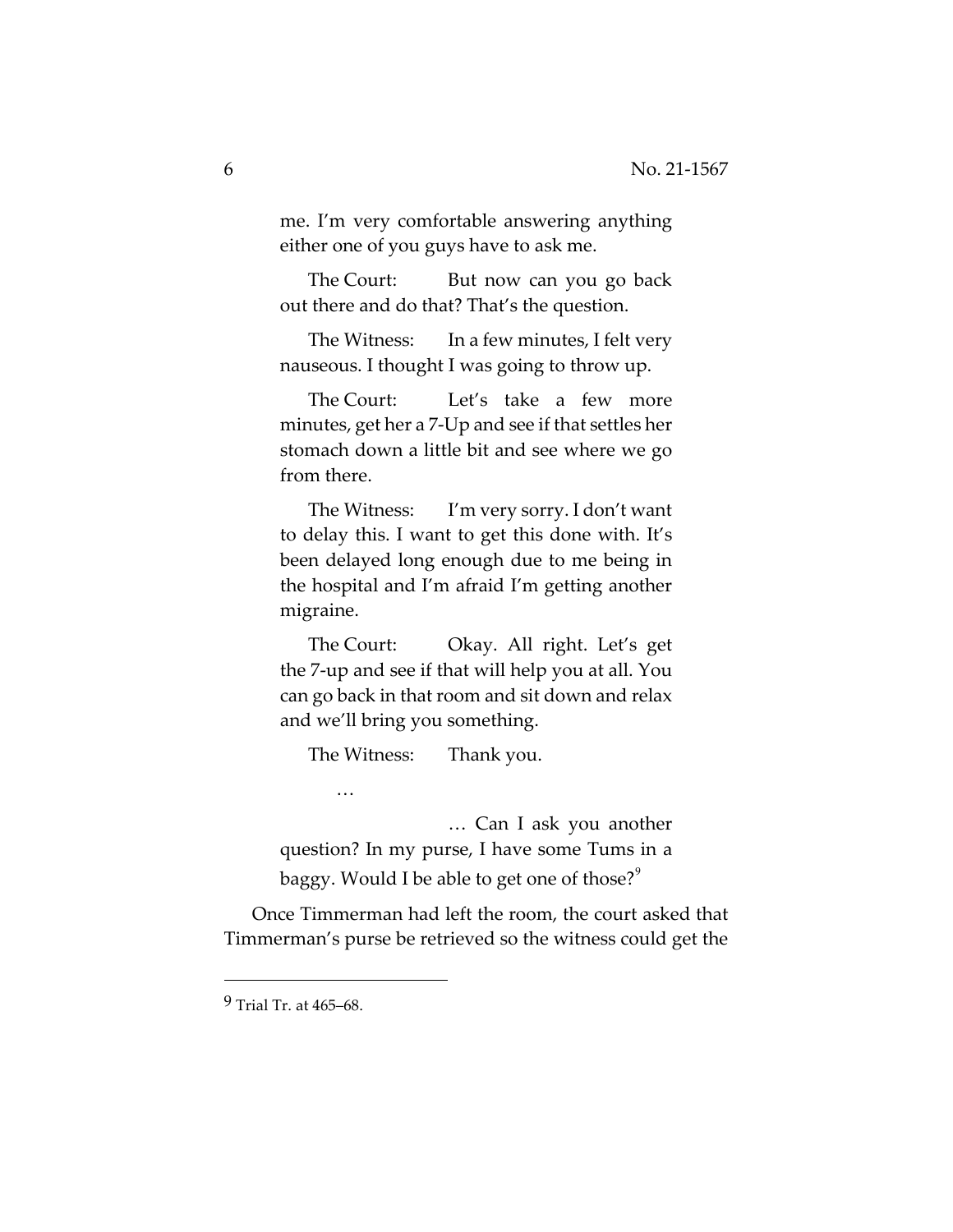> me. I'm very comfortable answering anything either one of you guys have to ask me.
>
> The Court: But now can you go back out there and do that? That's the question.
>
> The Witness: In a few minutes, I felt very nauseous. I thought I was going to throw up.
>
> The Court: Let's take a few more minutes, get her a 7-Up and see if that settles her stomach down a little bit and see where we go from there.
>
> The Witness: I'm very sorry. I don't want to delay this. I want to get this done with. It's been delayed long enough due to me being in the hospital and I'm afraid I'm getting another migraine.
>
> The Court: Okay. All right. Let's get the 7-up and see if that will help you at all. You can go back in that room and sit down and relax and we'll bring you something.
>
> The Witness: Thank you.
>
> …
>
> … Can I ask you another question? In my purse, I have some Tums in a baggy. Would I be able to get one of those?[9]

Once Timmerman had left the room, the court asked that Timmerman's purse be retrieved so the witness could get the

---

[9] Trial Tr. at 465–68.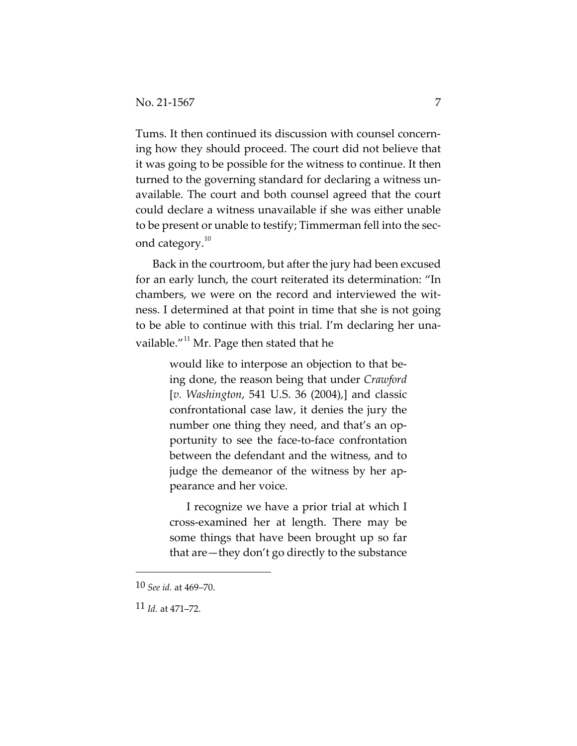Tums. It then continued its discussion with counsel concerning how they should proceed. The court did not believe that it was going to be possible for the witness to continue. It then turned to the governing standard for declaring a witness unavailable. The court and both counsel agreed that the court could declare a witness unavailable if she was either unable to be present or unable to testify; Timmerman fell into the second category.[10]

Back in the courtroom, but after the jury had been excused for an early lunch, the court reiterated its determination: "In chambers, we were on the record and interviewed the witness. I determined at that point in time that she is not going to be able to continue with this trial. I'm declaring her unavailable."[11] Mr. Page then stated that he

> would like to interpose an objection to that being done, the reason being that under *Crawford* [*v. Washington*, 541 U.S. 36 (2004),] and classic confrontational case law, it denies the jury the number one thing they need, and that's an opportunity to see the face-to-face confrontation between the defendant and the witness, and to judge the demeanor of the witness by her appearance and her voice.
>
> I recognize we have a prior trial at which I cross-examined her at length. There may be some things that have been brought up so far that are—they don't go directly to the substance

---

10 *See id.* at 469–70.

11 *Id.* at 471–72.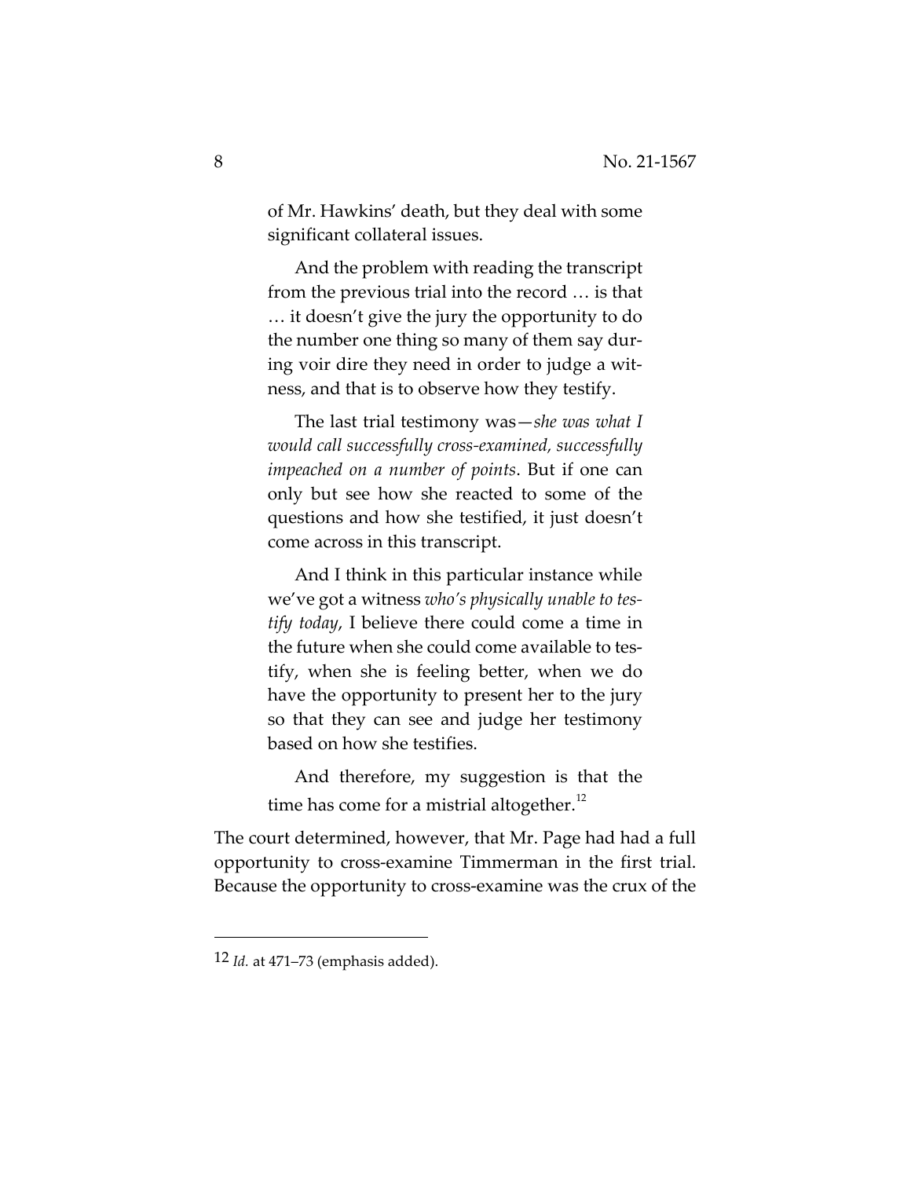> of Mr. Hawkins' death, but they deal with some significant collateral issues.
>
> And the problem with reading the transcript from the previous trial into the record … is that … it doesn't give the jury the opportunity to do the number one thing so many of them say during voir dire they need in order to judge a witness, and that is to observe how they testify.
>
> The last trial testimony was—*she was what I would call successfully cross-examined, successfully impeached on a number of points*. But if one can only but see how she reacted to some of the questions and how she testified, it just doesn't come across in this transcript.
>
> And I think in this particular instance while we've got a witness *who's physically unable to testify today*, I believe there could come a time in the future when she could come available to testify, when she is feeling better, when we do have the opportunity to present her to the jury so that they can see and judge her testimony based on how she testifies.
>
> And therefore, my suggestion is that the time has come for a mistrial altogether.[12]

The court determined, however, that Mr. Page had had a full opportunity to cross-examine Timmerman in the first trial. Because the opportunity to cross-examine was the crux of the

---

[12] *Id.* at 471–73 (emphasis added).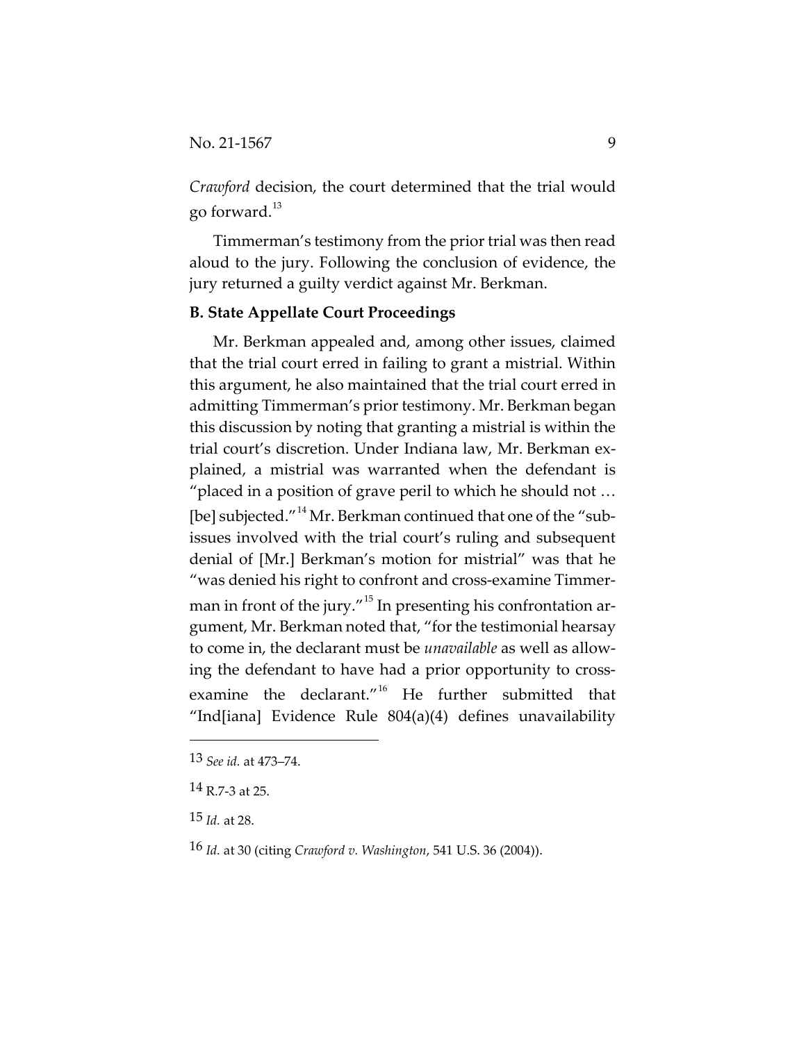*Crawford* decision, the court determined that the trial would go forward.[13]

Timmerman's testimony from the prior trial was then read aloud to the jury. Following the conclusion of evidence, the jury returned a guilty verdict against Mr. Berkman.

**B. State Appellate Court Proceedings**

Mr. Berkman appealed and, among other issues, claimed that the trial court erred in failing to grant a mistrial. Within this argument, he also maintained that the trial court erred in admitting Timmerman's prior testimony. Mr. Berkman began this discussion by noting that granting a mistrial is within the trial court's discretion. Under Indiana law, Mr. Berkman explained, a mistrial was warranted when the defendant is "placed in a position of grave peril to which he should not … [be] subjected."[14] Mr. Berkman continued that one of the "sub-issues involved with the trial court's ruling and subsequent denial of [Mr.] Berkman's motion for mistrial" was that he "was denied his right to confront and cross-examine Timmerman in front of the jury."[15] In presenting his confrontation argument, Mr. Berkman noted that, "for the testimonial hearsay to come in, the declarant must be *unavailable* as well as allowing the defendant to have had a prior opportunity to cross-examine the declarant."[16] He further submitted that "Ind[iana] Evidence Rule 804(a)(4) defines unavailability

---

13 *See id.* at 473–74.

14 R.7-3 at 25.

15 *Id.* at 28.

16 *Id.* at 30 (citing *Crawford v. Washington*, 541 U.S. 36 (2004)).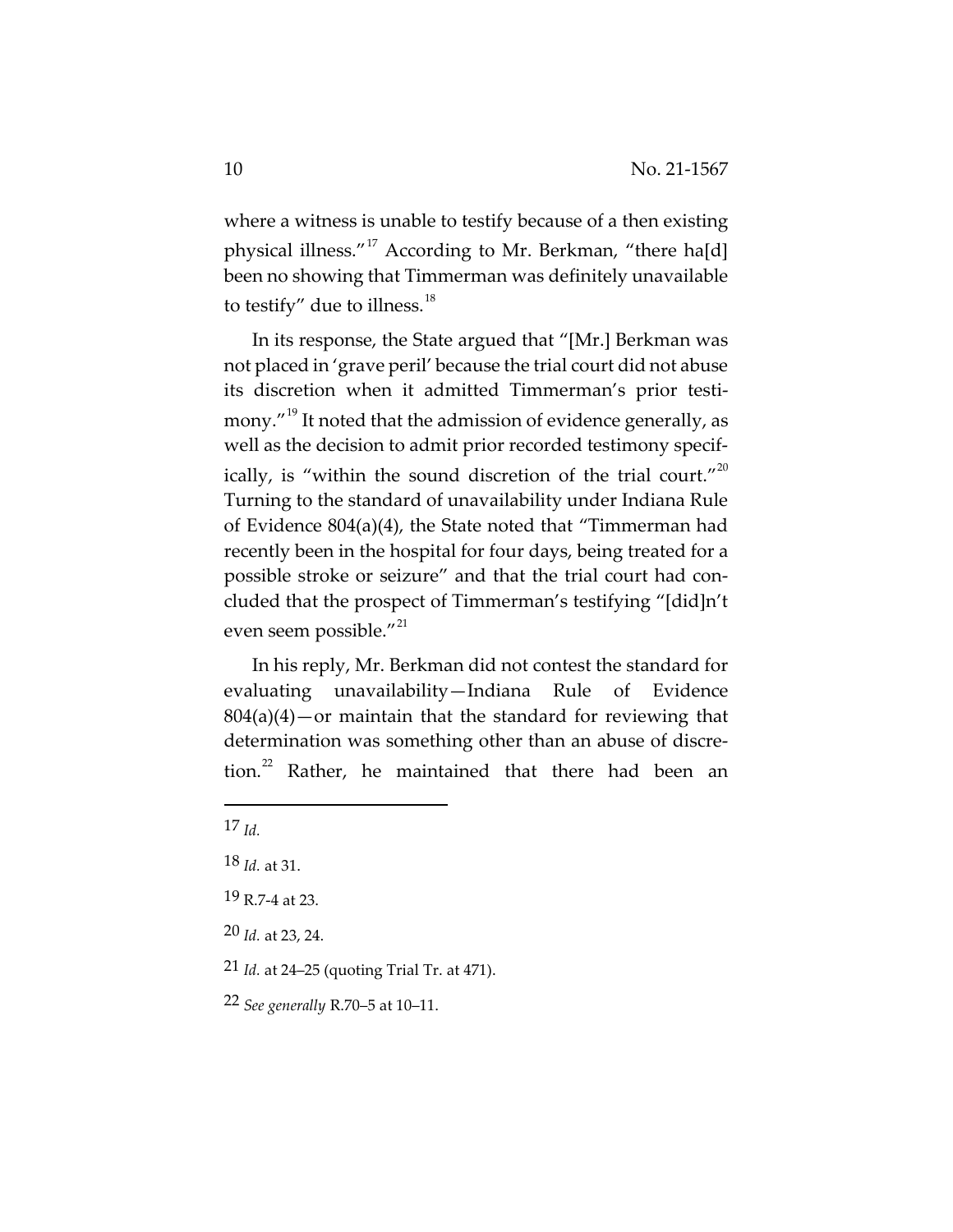where a witness is unable to testify because of a then existing physical illness."[17] According to Mr. Berkman, "there ha[d] been no showing that Timmerman was definitely unavailable to testify" due to illness.[18]

In its response, the State argued that "[Mr.] Berkman was not placed in 'grave peril' because the trial court did not abuse its discretion when it admitted Timmerman's prior testimony."[19] It noted that the admission of evidence generally, as well as the decision to admit prior recorded testimony specifically, is "within the sound discretion of the trial court."[20] Turning to the standard of unavailability under Indiana Rule of Evidence 804(a)(4), the State noted that "Timmerman had recently been in the hospital for four days, being treated for a possible stroke or seizure" and that the trial court had concluded that the prospect of Timmerman's testifying "[did]n't even seem possible."[21]

In his reply, Mr. Berkman did not contest the standard for evaluating unavailability—Indiana Rule of Evidence 804(a)(4)—or maintain that the standard for reviewing that determination was something other than an abuse of discretion.[22] Rather, he maintained that there had been an

---

17 *Id.*

18 *Id.* at 31.

19 R.7-4 at 23.

20 *Id.* at 23, 24.

21 *Id.* at 24–25 (quoting Trial Tr. at 471).

22 *See generally* R.70–5 at 10–11.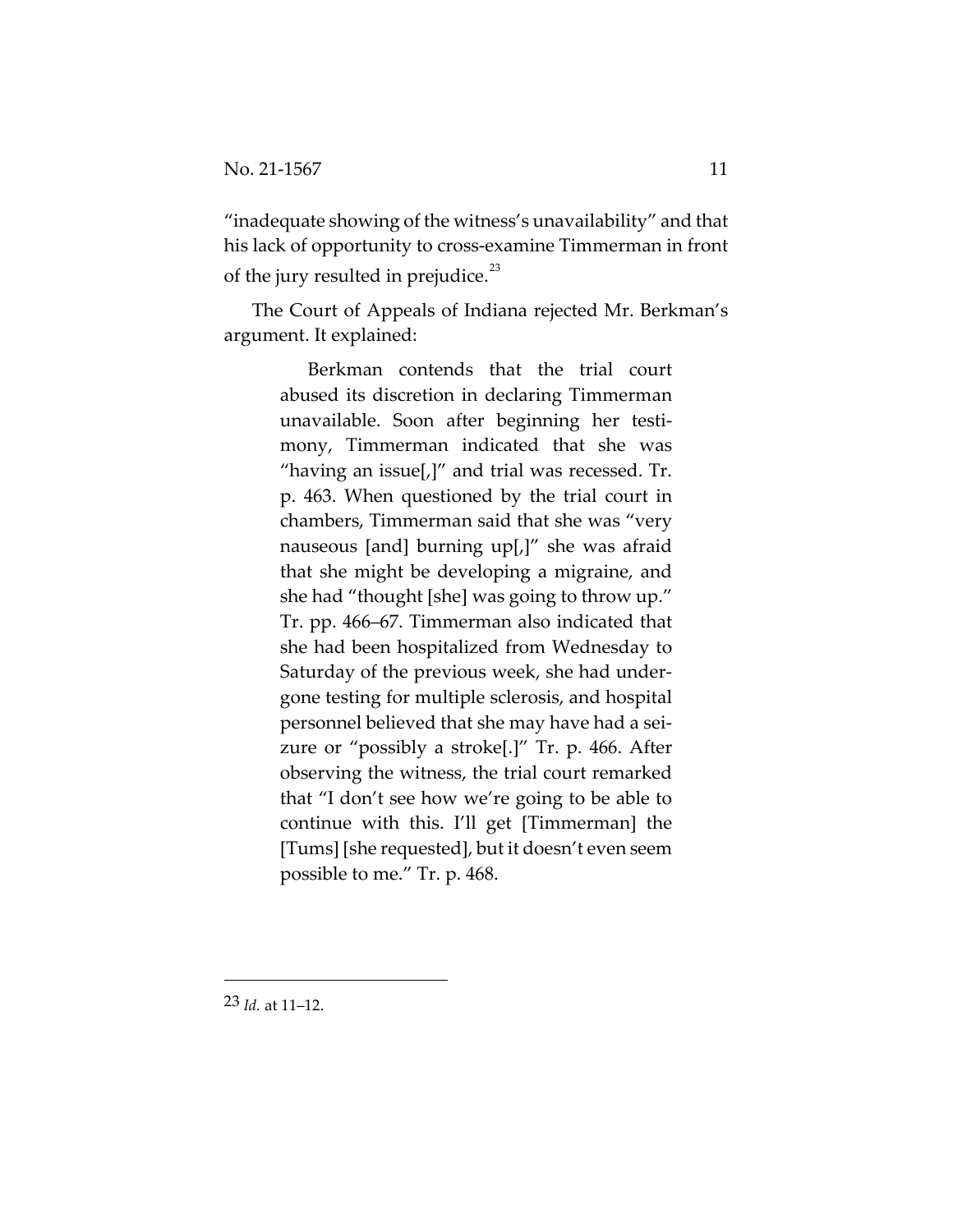"inadequate showing of the witness's unavailability" and that his lack of opportunity to cross-examine Timmerman in front of the jury resulted in prejudice.[23]

The Court of Appeals of Indiana rejected Mr. Berkman's argument. It explained:

> Berkman contends that the trial court abused its discretion in declaring Timmerman unavailable. Soon after beginning her testimony, Timmerman indicated that she was "having an issue[,]" and trial was recessed. Tr. p. 463. When questioned by the trial court in chambers, Timmerman said that she was "very nauseous [and] burning up[,]" she was afraid that she might be developing a migraine, and she had "thought [she] was going to throw up." Tr. pp. 466–67. Timmerman also indicated that she had been hospitalized from Wednesday to Saturday of the previous week, she had undergone testing for multiple sclerosis, and hospital personnel believed that she may have had a seizure or "possibly a stroke[.]" Tr. p. 466. After observing the witness, the trial court remarked that "I don't see how we're going to be able to continue with this. I'll get [Timmerman] the [Tums] [she requested], but it doesn't even seem possible to me." Tr. p. 468.

---

23 *Id.* at 11–12.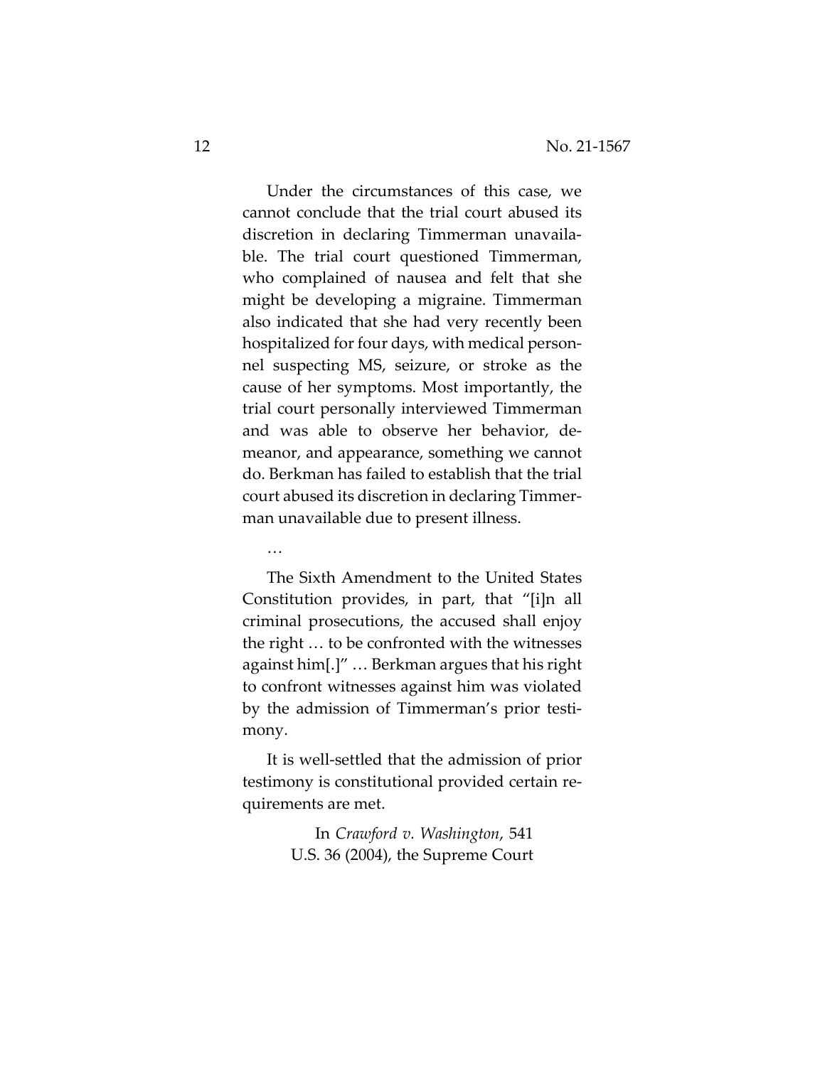Under the circumstances of this case, we cannot conclude that the trial court abused its discretion in declaring Timmerman unavailable. The trial court questioned Timmerman, who complained of nausea and felt that she might be developing a migraine. Timmerman also indicated that she had very recently been hospitalized for four days, with medical personnel suspecting MS, seizure, or stroke as the cause of her symptoms. Most importantly, the trial court personally interviewed Timmerman and was able to observe her behavior, demeanor, and appearance, something we cannot do. Berkman has failed to establish that the trial court abused its discretion in declaring Timmerman unavailable due to present illness.

…

The Sixth Amendment to the United States Constitution provides, in part, that "[i]n all criminal prosecutions, the accused shall enjoy the right … to be confronted with the witnesses against him[.]" … Berkman argues that his right to confront witnesses against him was violated by the admission of Timmerman's prior testimony.

It is well-settled that the admission of prior testimony is constitutional provided certain requirements are met.

> In *Crawford v. Washington*, 541 U.S. 36 (2004), the Supreme Court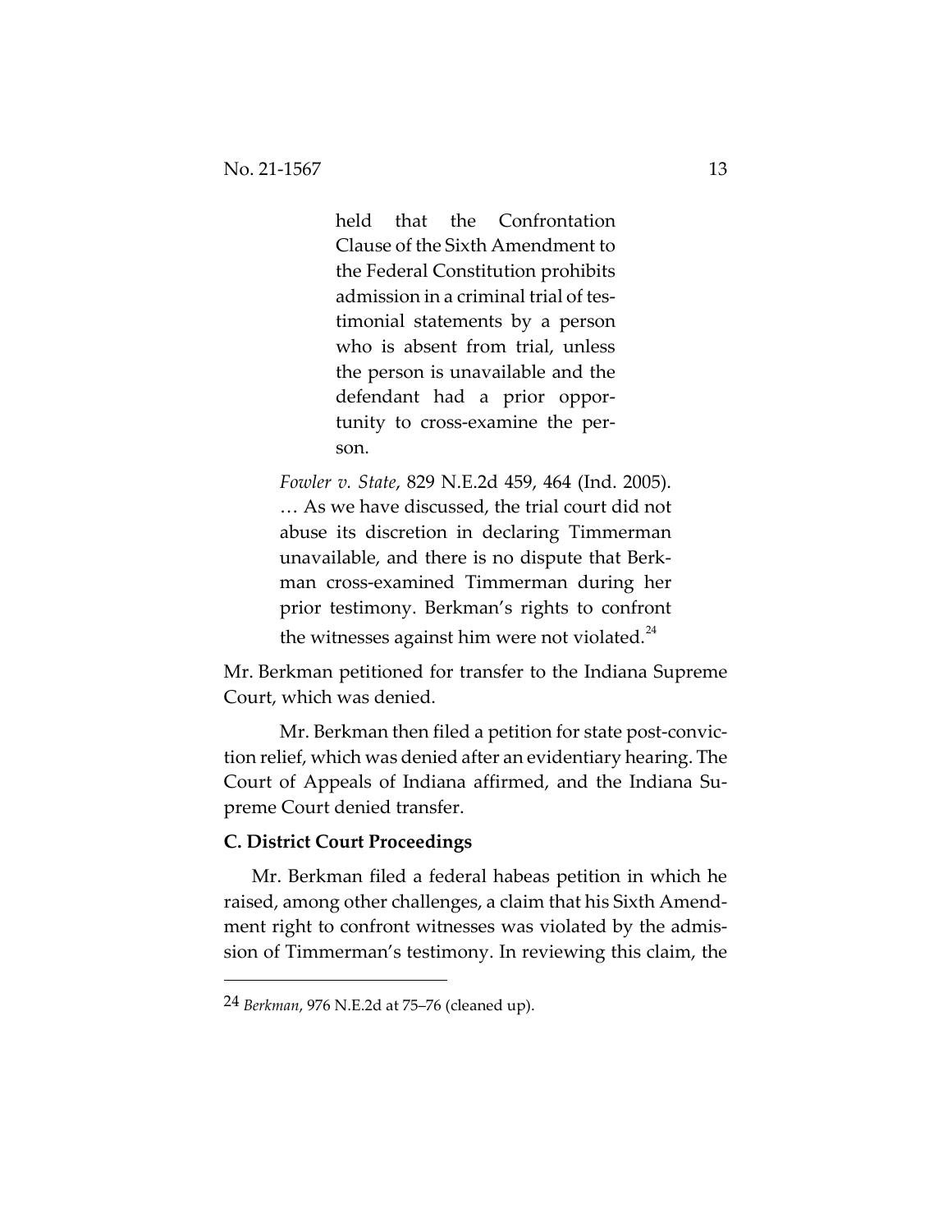> > held that the Confrontation Clause of the Sixth Amendment to the Federal Constitution prohibits admission in a criminal trial of testimonial statements by a person who is absent from trial, unless the person is unavailable and the defendant had a prior opportunity to cross-examine the person.
>
> *Fowler v. State*, 829 N.E.2d 459, 464 (Ind. 2005). … As we have discussed, the trial court did not abuse its discretion in declaring Timmerman unavailable, and there is no dispute that Berkman cross-examined Timmerman during her prior testimony. Berkman's rights to confront the witnesses against him were not violated.[24]

Mr. Berkman petitioned for transfer to the Indiana Supreme Court, which was denied.

Mr. Berkman then filed a petition for state post-conviction relief, which was denied after an evidentiary hearing. The Court of Appeals of Indiana affirmed, and the Indiana Supreme Court denied transfer.

### C. District Court Proceedings

Mr. Berkman filed a federal habeas petition in which he raised, among other challenges, a claim that his Sixth Amendment right to confront witnesses was violated by the admission of Timmerman's testimony. In reviewing this claim, the

---

[24] *Berkman*, 976 N.E.2d at 75–76 (cleaned up).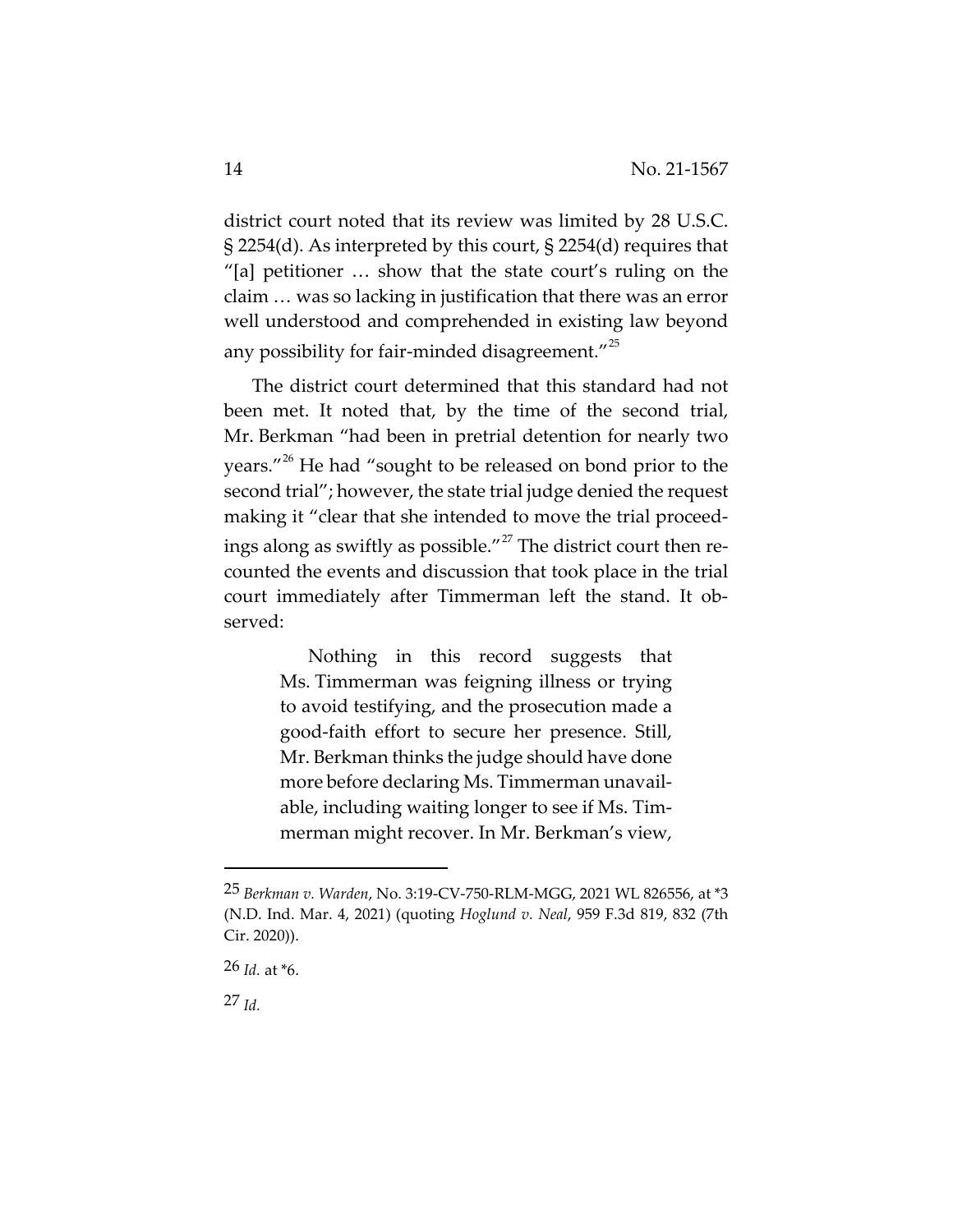district court noted that its review was limited by 28 U.S.C. § 2254(d). As interpreted by this court, § 2254(d) requires that "[a] petitioner … show that the state court's ruling on the claim … was so lacking in justification that there was an error well understood and comprehended in existing law beyond any possibility for fair-minded disagreement."[25]

The district court determined that this standard had not been met. It noted that, by the time of the second trial, Mr. Berkman "had been in pretrial detention for nearly two years."[26] He had "sought to be released on bond prior to the second trial"; however, the state trial judge denied the request making it "clear that she intended to move the trial proceedings along as swiftly as possible."[27] The district court then recounted the events and discussion that took place in the trial court immediately after Timmerman left the stand. It observed:

> Nothing in this record suggests that Ms. Timmerman was feigning illness or trying to avoid testifying, and the prosecution made a good-faith effort to secure her presence. Still, Mr. Berkman thinks the judge should have done more before declaring Ms. Timmerman unavailable, including waiting longer to see if Ms. Timmerman might recover. In Mr. Berkman's view,

---

25 *Berkman v. Warden*, No. 3:19-CV-750-RLM-MGG, 2021 WL 826556, at *3 (N.D. Ind. Mar. 4, 2021) (quoting *Hoglund v. Neal*, 959 F.3d 819, 832 (7th Cir. 2020)).

26 *Id.* at *6.

27 *Id.*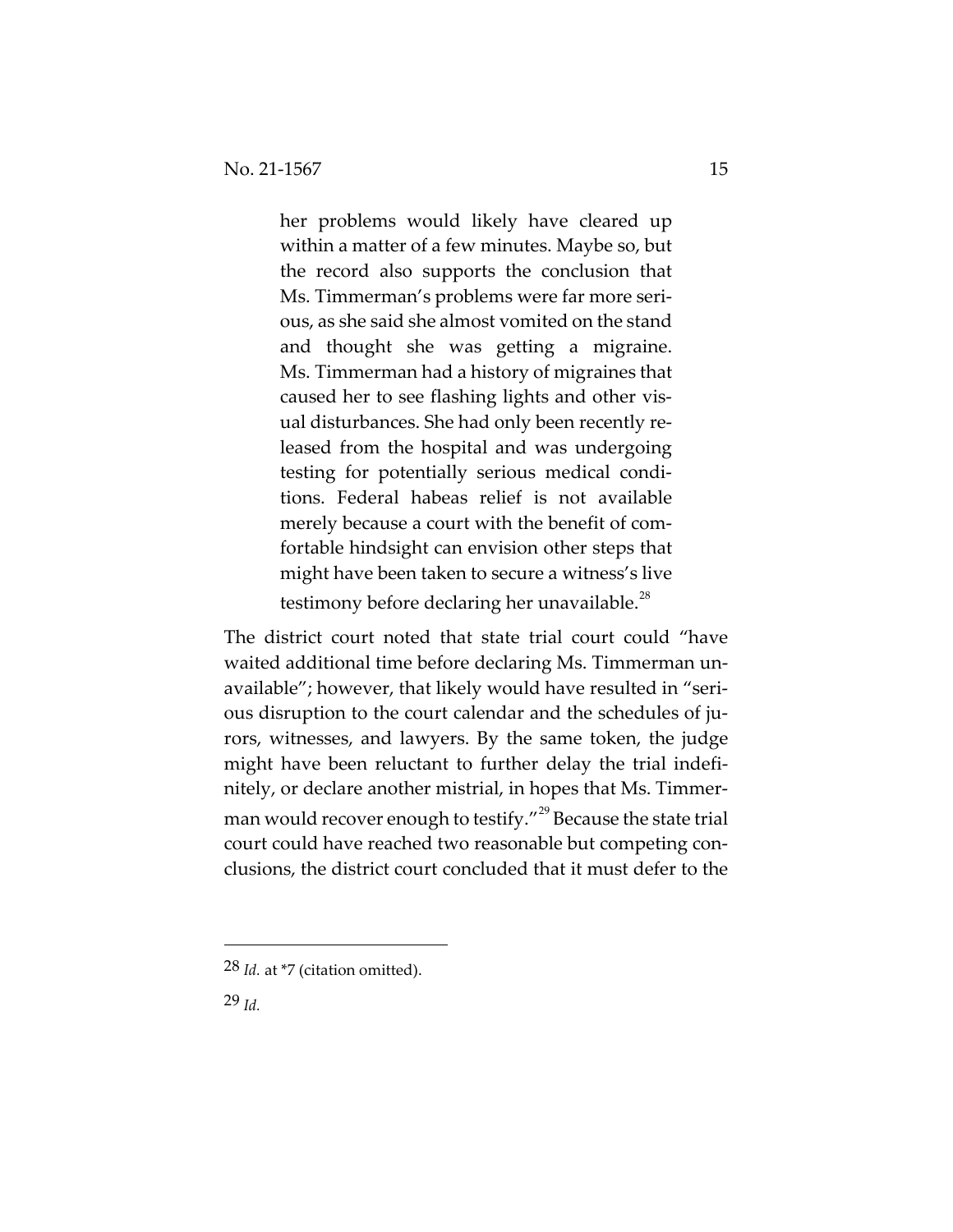> her problems would likely have cleared up within a matter of a few minutes. Maybe so, but the record also supports the conclusion that Ms. Timmerman's problems were far more serious, as she said she almost vomited on the stand and thought she was getting a migraine. Ms. Timmerman had a history of migraines that caused her to see flashing lights and other visual disturbances. She had only been recently released from the hospital and was undergoing testing for potentially serious medical conditions. Federal habeas relief is not available merely because a court with the benefit of comfortable hindsight can envision other steps that might have been taken to secure a witness's live testimony before declaring her unavailable.[28]

The district court noted that state trial court could "have waited additional time before declaring Ms. Timmerman unavailable"; however, that likely would have resulted in "serious disruption to the court calendar and the schedules of jurors, witnesses, and lawyers. By the same token, the judge might have been reluctant to further delay the trial indefinitely, or declare another mistrial, in hopes that Ms. Timmerman would recover enough to testify."[29] Because the state trial court could have reached two reasonable but competing conclusions, the district court concluded that it must defer to the

---

28 *Id.* at *7 (citation omitted).

29 *Id.*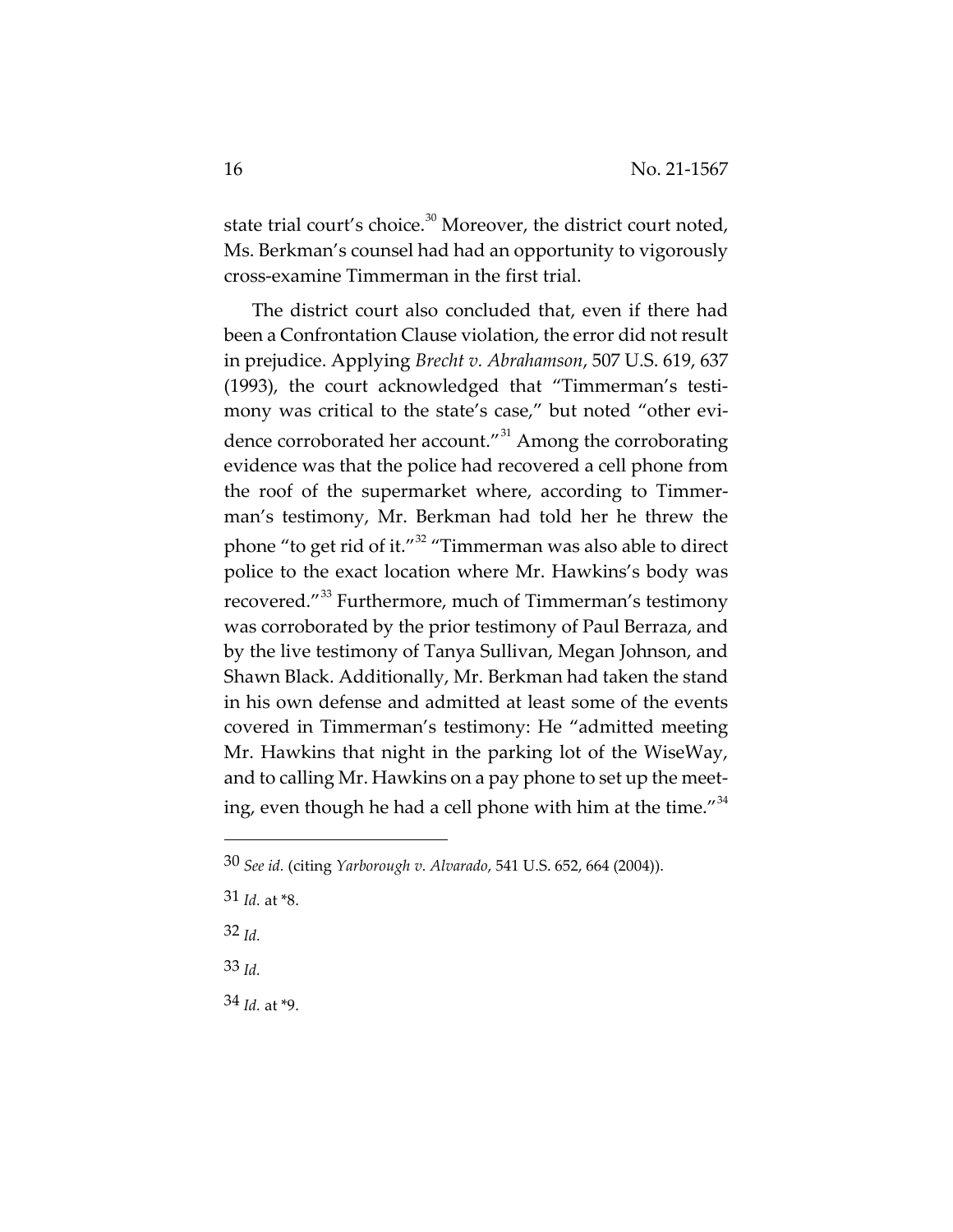state trial court's choice.[30] Moreover, the district court noted, Ms. Berkman's counsel had had an opportunity to vigorously cross-examine Timmerman in the first trial.

The district court also concluded that, even if there had been a Confrontation Clause violation, the error did not result in prejudice. Applying *Brecht v. Abrahamson*, 507 U.S. 619, 637 (1993), the court acknowledged that "Timmerman's testimony was critical to the state's case," but noted "other evidence corroborated her account."[31] Among the corroborating evidence was that the police had recovered a cell phone from the roof of the supermarket where, according to Timmerman's testimony, Mr. Berkman had told her he threw the phone "to get rid of it."[32] "Timmerman was also able to direct police to the exact location where Mr. Hawkins's body was recovered."[33] Furthermore, much of Timmerman's testimony was corroborated by the prior testimony of Paul Berraza, and by the live testimony of Tanya Sullivan, Megan Johnson, and Shawn Black. Additionally, Mr. Berkman had taken the stand in his own defense and admitted at least some of the events covered in Timmerman's testimony: He "admitted meeting Mr. Hawkins that night in the parking lot of the WiseWay, and to calling Mr. Hawkins on a pay phone to set up the meeting, even though he had a cell phone with him at the time."[34]

---

30 *See id.* (citing *Yarborough v. Alvarado*, 541 U.S. 652, 664 (2004)).

31 *Id.* at *8.

32 *Id.*

33 *Id.*

34 *Id.* at *9.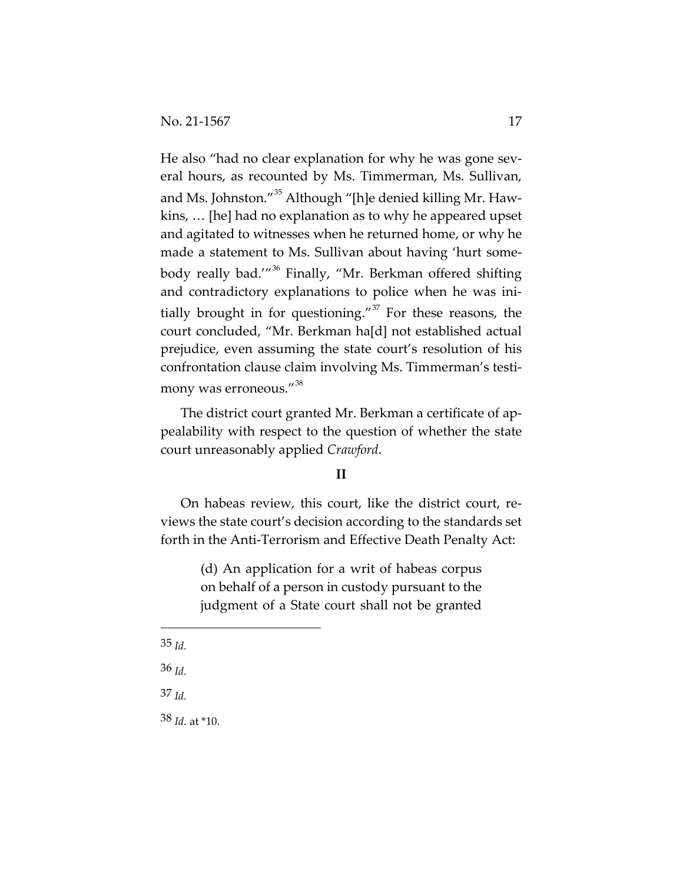He also "had no clear explanation for why he was gone several hours, as recounted by Ms. Timmerman, Ms. Sullivan, and Ms. Johnston."[35] Although "[h]e denied killing Mr. Hawkins, … [he] had no explanation as to why he appeared upset and agitated to witnesses when he returned home, or why he made a statement to Ms. Sullivan about having 'hurt somebody really bad.'"[36] Finally, "Mr. Berkman offered shifting and contradictory explanations to police when he was initially brought in for questioning."[37] For these reasons, the court concluded, "Mr. Berkman ha[d] not established actual prejudice, even assuming the state court's resolution of his confrontation clause claim involving Ms. Timmerman's testimony was erroneous."[38]

The district court granted Mr. Berkman a certificate of appealability with respect to the question of whether the state court unreasonably applied *Crawford*.

## II

On habeas review, this court, like the district court, reviews the state court's decision according to the standards set forth in the Anti-Terrorism and Effective Death Penalty Act:

> (d) An application for a writ of habeas corpus on behalf of a person in custody pursuant to the judgment of a State court shall not be granted

---

35 *Id.*

36 *Id.*

37 *Id.*

38 *Id.* at *10.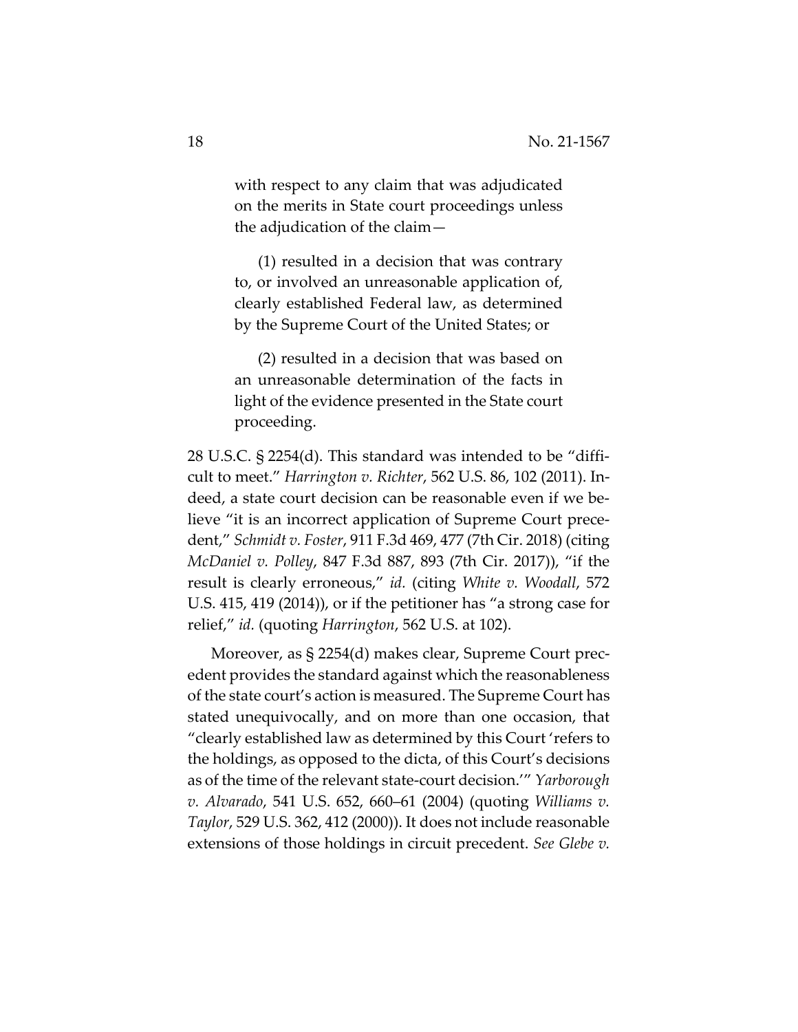> with respect to any claim that was adjudicated on the merits in State court proceedings unless the adjudication of the claim—
>
> (1) resulted in a decision that was contrary to, or involved an unreasonable application of, clearly established Federal law, as determined by the Supreme Court of the United States; or
>
> (2) resulted in a decision that was based on an unreasonable determination of the facts in light of the evidence presented in the State court proceeding.

28 U.S.C. § 2254(d). This standard was intended to be "difficult to meet." *Harrington v. Richter*, 562 U.S. 86, 102 (2011). Indeed, a state court decision can be reasonable even if we believe "it is an incorrect application of Supreme Court precedent," *Schmidt v. Foster*, 911 F.3d 469, 477 (7th Cir. 2018) (citing *McDaniel v. Polley*, 847 F.3d 887, 893 (7th Cir. 2017)), "if the result is clearly erroneous," *id.* (citing *White v. Woodall*, 572 U.S. 415, 419 (2014)), or if the petitioner has "a strong case for relief," *id.* (quoting *Harrington*, 562 U.S. at 102).

Moreover, as § 2254(d) makes clear, Supreme Court precedent provides the standard against which the reasonableness of the state court's action is measured. The Supreme Court has stated unequivocally, and on more than one occasion, that "clearly established law as determined by this Court 'refers to the holdings, as opposed to the dicta, of this Court's decisions as of the time of the relevant state-court decision.'" *Yarborough v. Alvarado*, 541 U.S. 652, 660–61 (2004) (quoting *Williams v. Taylor*, 529 U.S. 362, 412 (2000)). It does not include reasonable extensions of those holdings in circuit precedent. *See Glebe v.*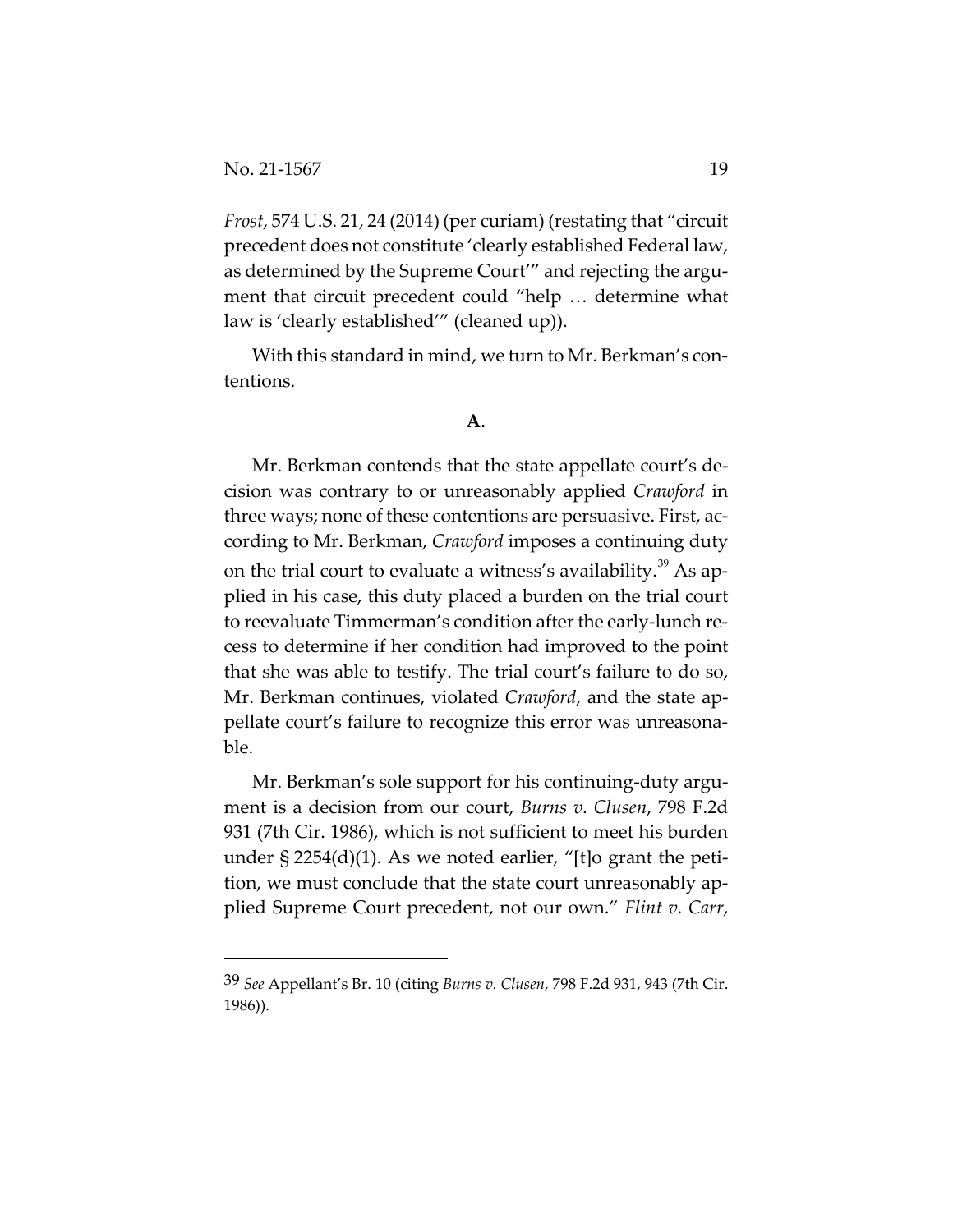*Frost*, 574 U.S. 21, 24 (2014) (per curiam) (restating that "circuit precedent does not constitute 'clearly established Federal law, as determined by the Supreme Court'" and rejecting the argument that circuit precedent could "help … determine what law is 'clearly established'" (cleaned up)).

With this standard in mind, we turn to Mr. Berkman's contentions.

**A**.

Mr. Berkman contends that the state appellate court's decision was contrary to or unreasonably applied *Crawford* in three ways; none of these contentions are persuasive. First, according to Mr. Berkman, *Crawford* imposes a continuing duty on the trial court to evaluate a witness's availability.[39] As applied in his case, this duty placed a burden on the trial court to reevaluate Timmerman's condition after the early-lunch recess to determine if her condition had improved to the point that she was able to testify. The trial court's failure to do so, Mr. Berkman continues, violated *Crawford*, and the state appellate court's failure to recognize this error was unreasonable.

Mr. Berkman's sole support for his continuing-duty argument is a decision from our court, *Burns v. Clusen*, 798 F.2d 931 (7th Cir. 1986), which is not sufficient to meet his burden under § 2254(d)(1). As we noted earlier, "[t]o grant the petition, we must conclude that the state court unreasonably applied Supreme Court precedent, not our own." *Flint v. Carr*,

---

[39] *See* Appellant's Br. 10 (citing *Burns v. Clusen*, 798 F.2d 931, 943 (7th Cir. 1986)).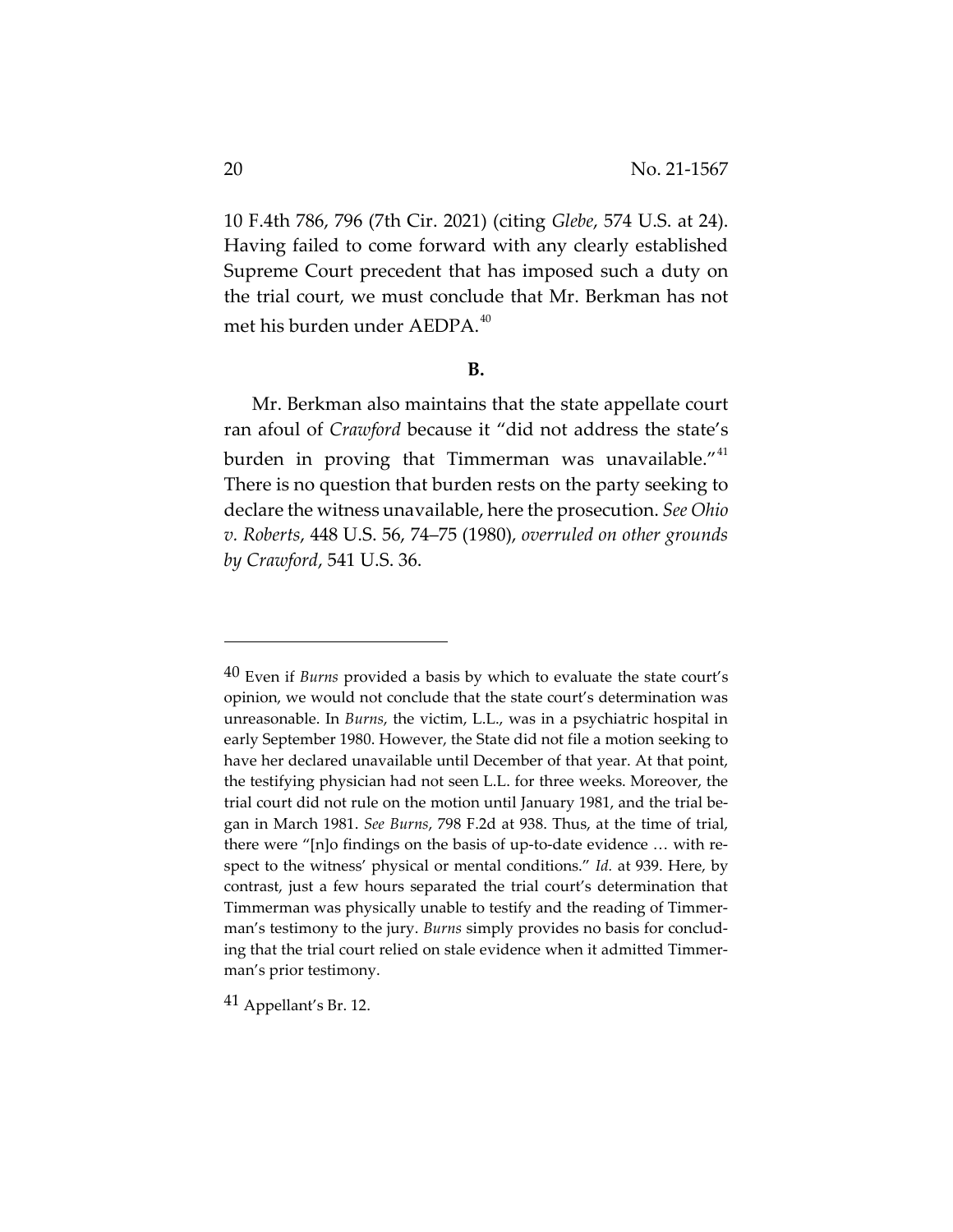10 F.4th 786, 796 (7th Cir. 2021) (citing *Glebe*, 574 U.S. at 24). Having failed to come forward with any clearly established Supreme Court precedent that has imposed such a duty on the trial court, we must conclude that Mr. Berkman has not met his burden under AEDPA.[40]

**B.**

Mr. Berkman also maintains that the state appellate court ran afoul of *Crawford* because it "did not address the state's burden in proving that Timmerman was unavailable."[41] There is no question that burden rests on the party seeking to declare the witness unavailable, here the prosecution. *See Ohio v. Roberts*, 448 U.S. 56, 74–75 (1980), *overruled on other grounds by Crawford*, 541 U.S. 36.

---

[40] Even if *Burns* provided a basis by which to evaluate the state court's opinion, we would not conclude that the state court's determination was unreasonable. In *Burns*, the victim, L.L., was in a psychiatric hospital in early September 1980. However, the State did not file a motion seeking to have her declared unavailable until December of that year. At that point, the testifying physician had not seen L.L. for three weeks. Moreover, the trial court did not rule on the motion until January 1981, and the trial began in March 1981. *See Burns*, 798 F.2d at 938. Thus, at the time of trial, there were "[n]o findings on the basis of up-to-date evidence … with respect to the witness' physical or mental conditions." *Id.* at 939. Here, by contrast, just a few hours separated the trial court's determination that Timmerman was physically unable to testify and the reading of Timmerman's testimony to the jury. *Burns* simply provides no basis for concluding that the trial court relied on stale evidence when it admitted Timmerman's prior testimony.

[41] Appellant's Br. 12.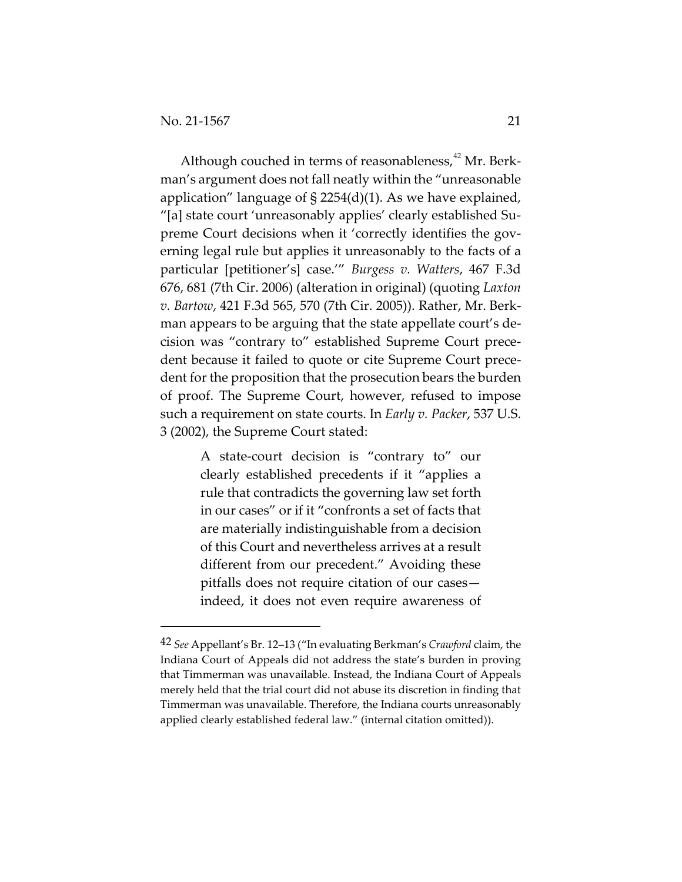Although couched in terms of reasonableness,[42] Mr. Berkman's argument does not fall neatly within the "unreasonable application" language of § 2254(d)(1). As we have explained, "[a] state court 'unreasonably applies' clearly established Supreme Court decisions when it 'correctly identifies the governing legal rule but applies it unreasonably to the facts of a particular [petitioner's] case.'" *Burgess v. Watters*, 467 F.3d 676, 681 (7th Cir. 2006) (alteration in original) (quoting *Laxton v. Bartow*, 421 F.3d 565, 570 (7th Cir. 2005)). Rather, Mr. Berkman appears to be arguing that the state appellate court's decision was "contrary to" established Supreme Court precedent because it failed to quote or cite Supreme Court precedent for the proposition that the prosecution bears the burden of proof. The Supreme Court, however, refused to impose such a requirement on state courts. In *Early v. Packer*, 537 U.S. 3 (2002), the Supreme Court stated:

> A state-court decision is "contrary to" our clearly established precedents if it "applies a rule that contradicts the governing law set forth in our cases" or if it "confronts a set of facts that are materially indistinguishable from a decision of this Court and nevertheless arrives at a result different from our precedent." Avoiding these pitfalls does not require citation of our cases—indeed, it does not even require awareness of

---

42 *See* Appellant's Br. 12–13 ("In evaluating Berkman's *Crawford* claim, the Indiana Court of Appeals did not address the state's burden in proving that Timmerman was unavailable. Instead, the Indiana Court of Appeals merely held that the trial court did not abuse its discretion in finding that Timmerman was unavailable. Therefore, the Indiana courts unreasonably applied clearly established federal law." (internal citation omitted)).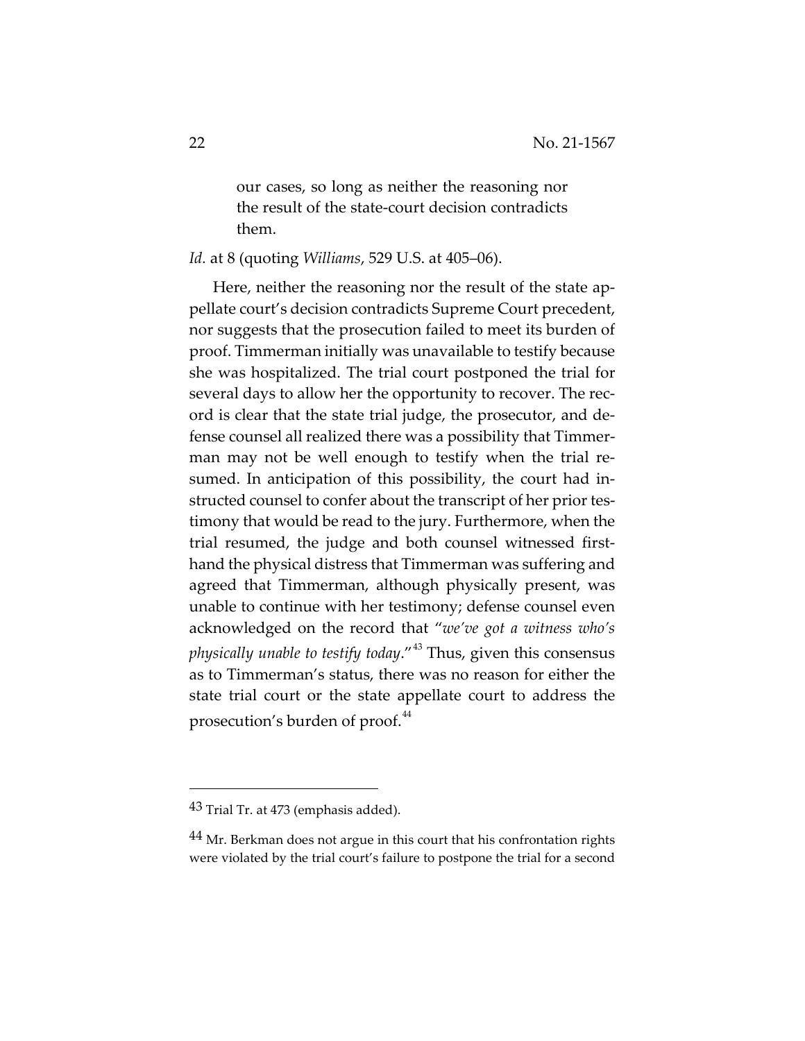> our cases, so long as neither the reasoning nor the result of the state-court decision contradicts them.

*Id.* at 8 (quoting *Williams*, 529 U.S. at 405–06).

Here, neither the reasoning nor the result of the state appellate court's decision contradicts Supreme Court precedent, nor suggests that the prosecution failed to meet its burden of proof. Timmerman initially was unavailable to testify because she was hospitalized. The trial court postponed the trial for several days to allow her the opportunity to recover. The record is clear that the state trial judge, the prosecutor, and defense counsel all realized there was a possibility that Timmerman may not be well enough to testify when the trial resumed. In anticipation of this possibility, the court had instructed counsel to confer about the transcript of her prior testimony that would be read to the jury. Furthermore, when the trial resumed, the judge and both counsel witnessed first-hand the physical distress that Timmerman was suffering and agreed that Timmerman, although physically present, was unable to continue with her testimony; defense counsel even acknowledged on the record that "*we've got a witness who's physically unable to testify today*."[43] Thus, given this consensus as to Timmerman's status, there was no reason for either the state trial court or the state appellate court to address the prosecution's burden of proof.[44]

---

[43] Trial Tr. at 473 (emphasis added).

[44] Mr. Berkman does not argue in this court that his confrontation rights were violated by the trial court's failure to postpone the trial for a second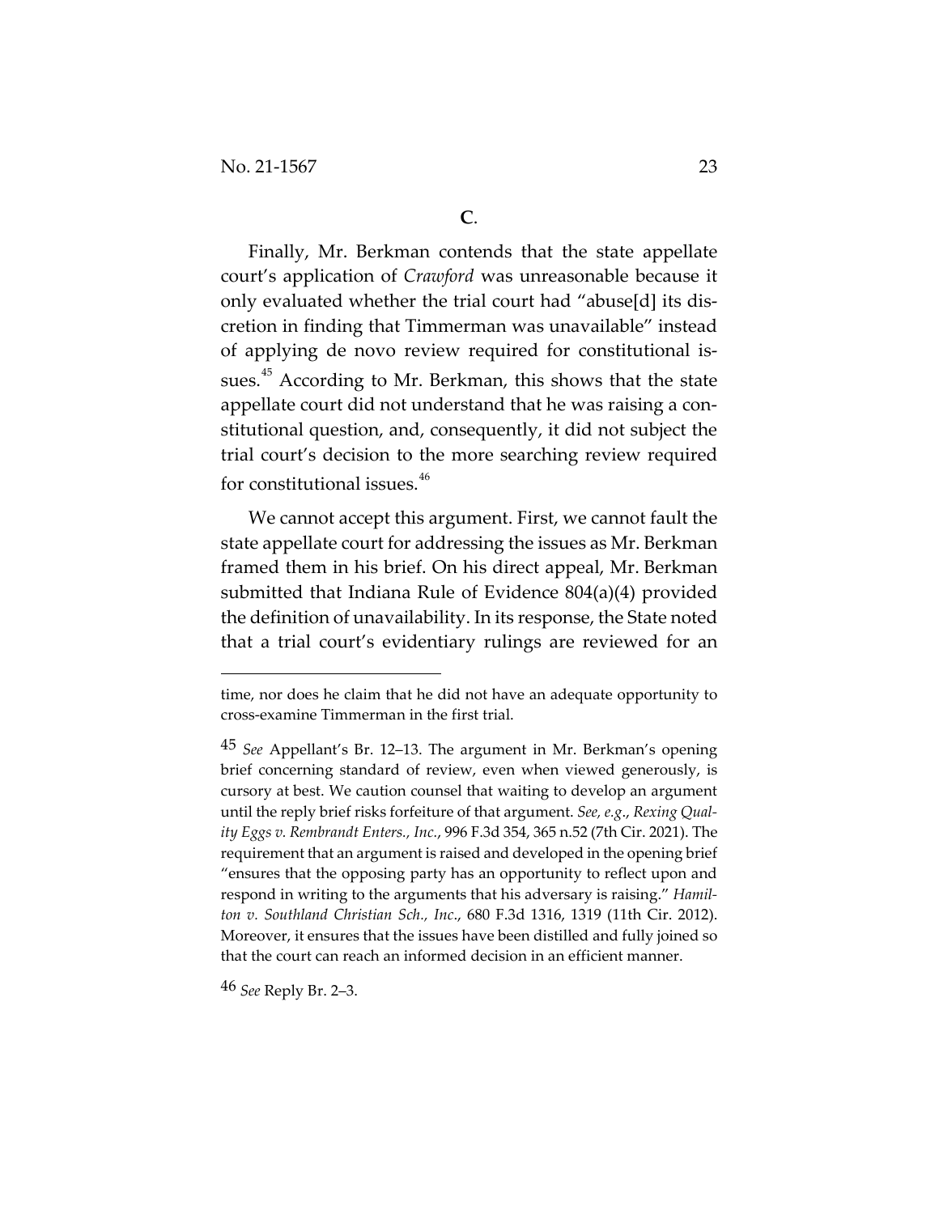**C**.

Finally, Mr. Berkman contends that the state appellate court's application of *Crawford* was unreasonable because it only evaluated whether the trial court had "abuse[d] its discretion in finding that Timmerman was unavailable" instead of applying de novo review required for constitutional issues.[45] According to Mr. Berkman, this shows that the state appellate court did not understand that he was raising a constitutional question, and, consequently, it did not subject the trial court's decision to the more searching review required for constitutional issues.[46]

We cannot accept this argument. First, we cannot fault the state appellate court for addressing the issues as Mr. Berkman framed them in his brief. On his direct appeal, Mr. Berkman submitted that Indiana Rule of Evidence 804(a)(4) provided the definition of unavailability. In its response, the State noted that a trial court's evidentiary rulings are reviewed for an

---

time, nor does he claim that he did not have an adequate opportunity to cross-examine Timmerman in the first trial.

[45] *See* Appellant's Br. 12–13. The argument in Mr. Berkman's opening brief concerning standard of review, even when viewed generously, is cursory at best. We caution counsel that waiting to develop an argument until the reply brief risks forfeiture of that argument. *See, e.g.*, *Rexing Quality Eggs v. Rembrandt Enters., Inc.*, 996 F.3d 354, 365 n.52 (7th Cir. 2021). The requirement that an argument is raised and developed in the opening brief "ensures that the opposing party has an opportunity to reflect upon and respond in writing to the arguments that his adversary is raising." *Hamilton v. Southland Christian Sch., Inc*., 680 F.3d 1316, 1319 (11th Cir. 2012). Moreover, it ensures that the issues have been distilled and fully joined so that the court can reach an informed decision in an efficient manner.

[46] *See* Reply Br. 2–3.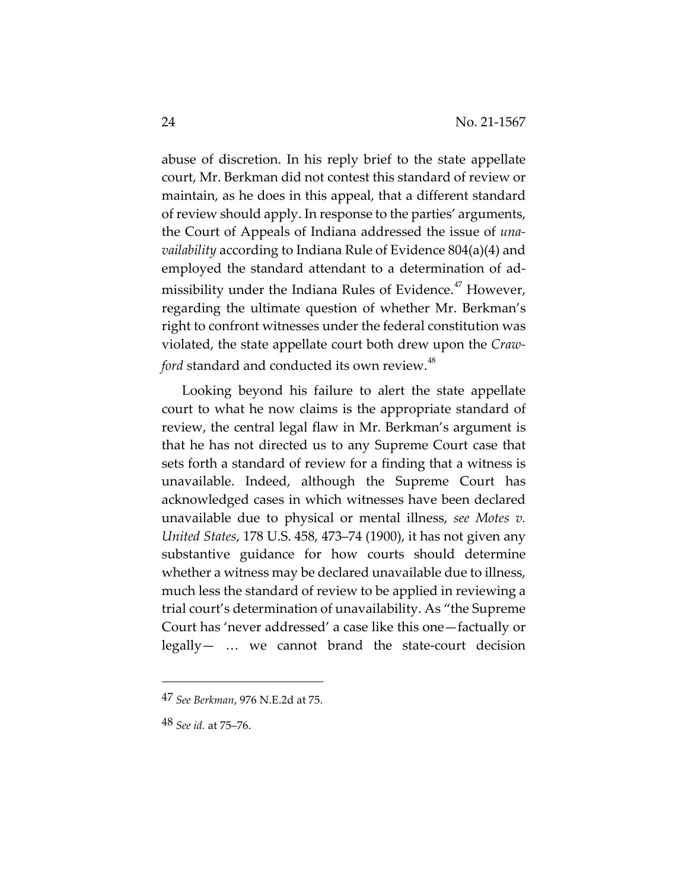abuse of discretion. In his reply brief to the state appellate court, Mr. Berkman did not contest this standard of review or maintain, as he does in this appeal, that a different standard of review should apply. In response to the parties' arguments, the Court of Appeals of Indiana addressed the issue of *unavailability* according to Indiana Rule of Evidence 804(a)(4) and employed the standard attendant to a determination of admissibility under the Indiana Rules of Evidence.[47] However, regarding the ultimate question of whether Mr. Berkman's right to confront witnesses under the federal constitution was violated, the state appellate court both drew upon the *Crawford* standard and conducted its own review.[48]

Looking beyond his failure to alert the state appellate court to what he now claims is the appropriate standard of review, the central legal flaw in Mr. Berkman's argument is that he has not directed us to any Supreme Court case that sets forth a standard of review for a finding that a witness is unavailable. Indeed, although the Supreme Court has acknowledged cases in which witnesses have been declared unavailable due to physical or mental illness, *see Motes v. United States*, 178 U.S. 458, 473–74 (1900), it has not given any substantive guidance for how courts should determine whether a witness may be declared unavailable due to illness, much less the standard of review to be applied in reviewing a trial court's determination of unavailability. As "the Supreme Court has 'never addressed' a case like this one—factually or legally— … we cannot brand the state-court decision

---

47 *See Berkman*, 976 N.E.2d at 75.

48 *See id.* at 75–76.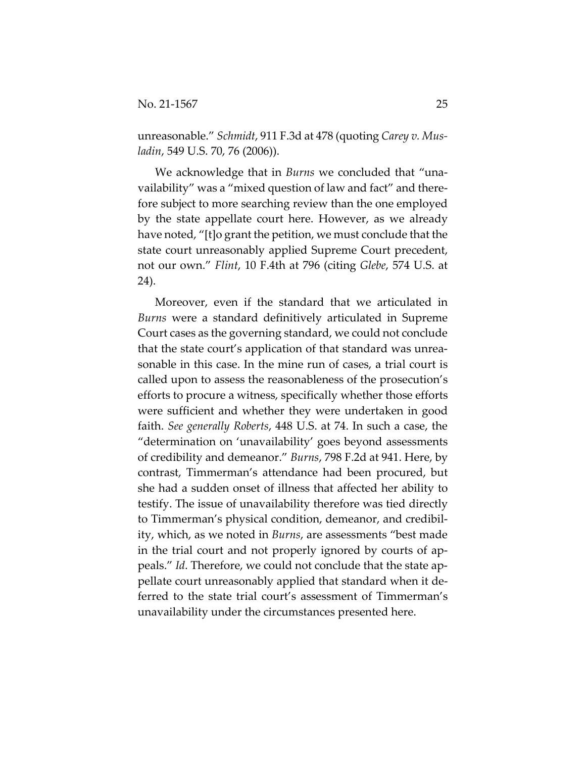unreasonable." *Schmidt*, 911 F.3d at 478 (quoting *Carey v. Musladin*, 549 U.S. 70, 76 (2006)).

We acknowledge that in *Burns* we concluded that "unavailability" was a "mixed question of law and fact" and therefore subject to more searching review than the one employed by the state appellate court here. However, as we already have noted, "[t]o grant the petition, we must conclude that the state court unreasonably applied Supreme Court precedent, not our own." *Flint*, 10 F.4th at 796 (citing *Glebe*, 574 U.S. at 24).

Moreover, even if the standard that we articulated in *Burns* were a standard definitively articulated in Supreme Court cases as the governing standard, we could not conclude that the state court's application of that standard was unreasonable in this case. In the mine run of cases, a trial court is called upon to assess the reasonableness of the prosecution's efforts to procure a witness, specifically whether those efforts were sufficient and whether they were undertaken in good faith. *See generally Roberts*, 448 U.S. at 74. In such a case, the "determination on 'unavailability' goes beyond assessments of credibility and demeanor." *Burns*, 798 F.2d at 941. Here, by contrast, Timmerman's attendance had been procured, but she had a sudden onset of illness that affected her ability to testify. The issue of unavailability therefore was tied directly to Timmerman's physical condition, demeanor, and credibility, which, as we noted in *Burns*, are assessments "best made in the trial court and not properly ignored by courts of appeals." *Id*. Therefore, we could not conclude that the state appellate court unreasonably applied that standard when it deferred to the state trial court's assessment of Timmerman's unavailability under the circumstances presented here.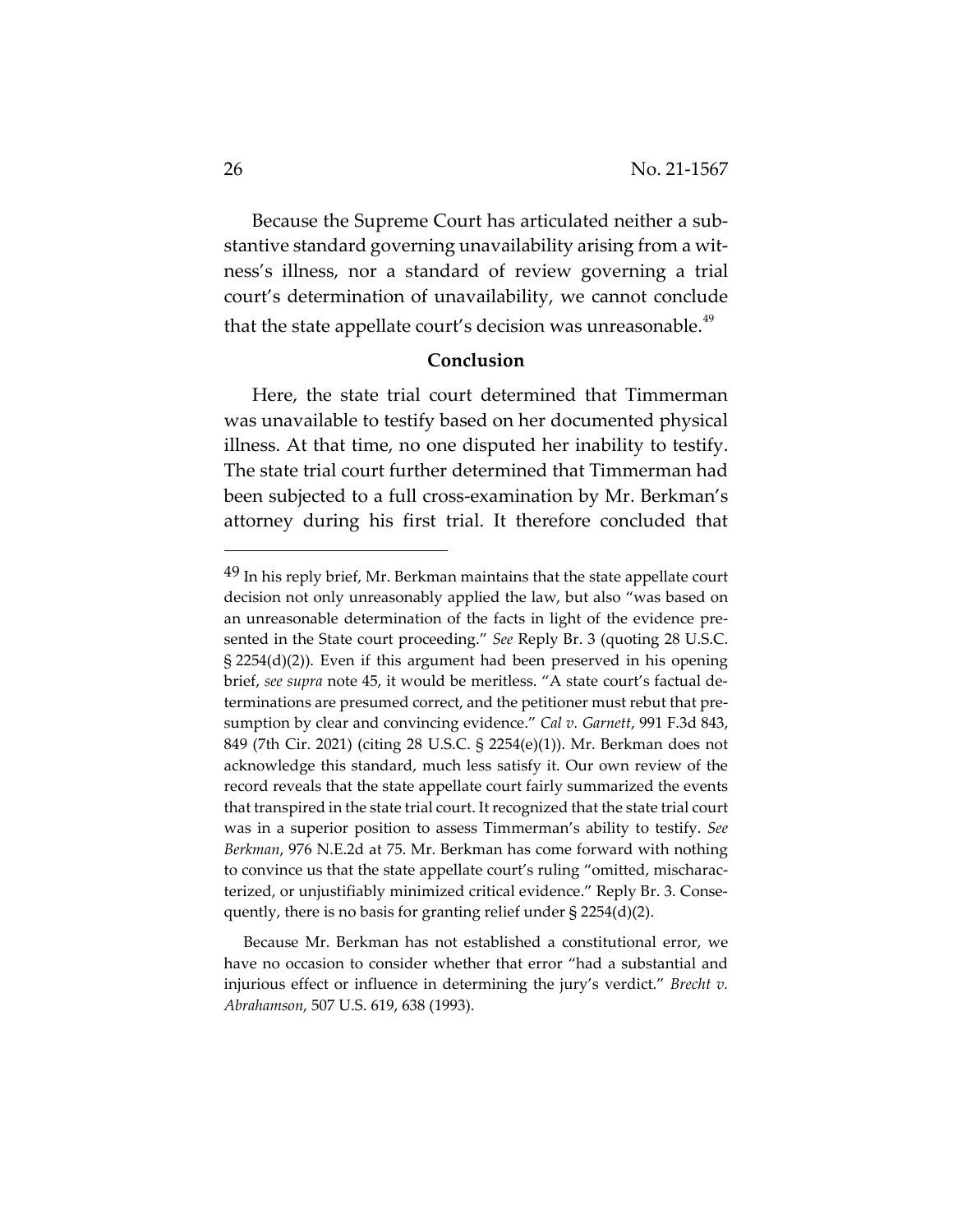Because the Supreme Court has articulated neither a substantive standard governing unavailability arising from a witness's illness, nor a standard of review governing a trial court's determination of unavailability, we cannot conclude that the state appellate court's decision was unreasonable.[49]

## Conclusion

Here, the state trial court determined that Timmerman was unavailable to testify based on her documented physical illness. At that time, no one disputed her inability to testify. The state trial court further determined that Timmerman had been subjected to a full cross-examination by Mr. Berkman's attorney during his first trial. It therefore concluded that

---

[49] In his reply brief, Mr. Berkman maintains that the state appellate court decision not only unreasonably applied the law, but also "was based on an unreasonable determination of the facts in light of the evidence presented in the State court proceeding." *See* Reply Br. 3 (quoting 28 U.S.C. § 2254(d)(2)). Even if this argument had been preserved in his opening brief, *see supra* note 45, it would be meritless. "A state court's factual determinations are presumed correct, and the petitioner must rebut that presumption by clear and convincing evidence." *Cal v. Garnett*, 991 F.3d 843, 849 (7th Cir. 2021) (citing 28 U.S.C. § 2254(e)(1)). Mr. Berkman does not acknowledge this standard, much less satisfy it. Our own review of the record reveals that the state appellate court fairly summarized the events that transpired in the state trial court. It recognized that the state trial court was in a superior position to assess Timmerman's ability to testify. *See Berkman*, 976 N.E.2d at 75. Mr. Berkman has come forward with nothing to convince us that the state appellate court's ruling "omitted, mischaracterized, or unjustifiably minimized critical evidence." Reply Br. 3. Consequently, there is no basis for granting relief under § 2254(d)(2).

Because Mr. Berkman has not established a constitutional error, we have no occasion to consider whether that error "had a substantial and injurious effect or influence in determining the jury's verdict." *Brecht v. Abrahamson*, 507 U.S. 619, 638 (1993).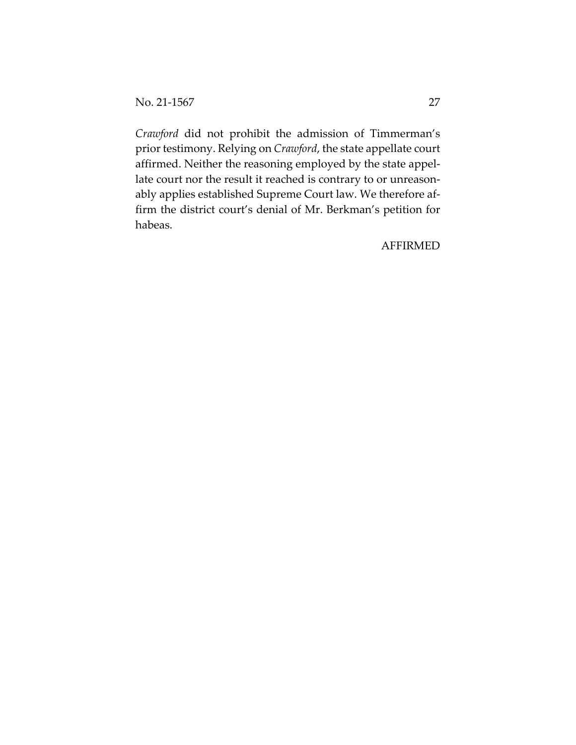*Crawford* did not prohibit the admission of Timmerman's prior testimony. Relying on *Crawford*, the state appellate court affirmed. Neither the reasoning employed by the state appellate court nor the result it reached is contrary to or unreasonably applies established Supreme Court law. We therefore affirm the district court's denial of Mr. Berkman's petition for habeas.

AFFIRMED